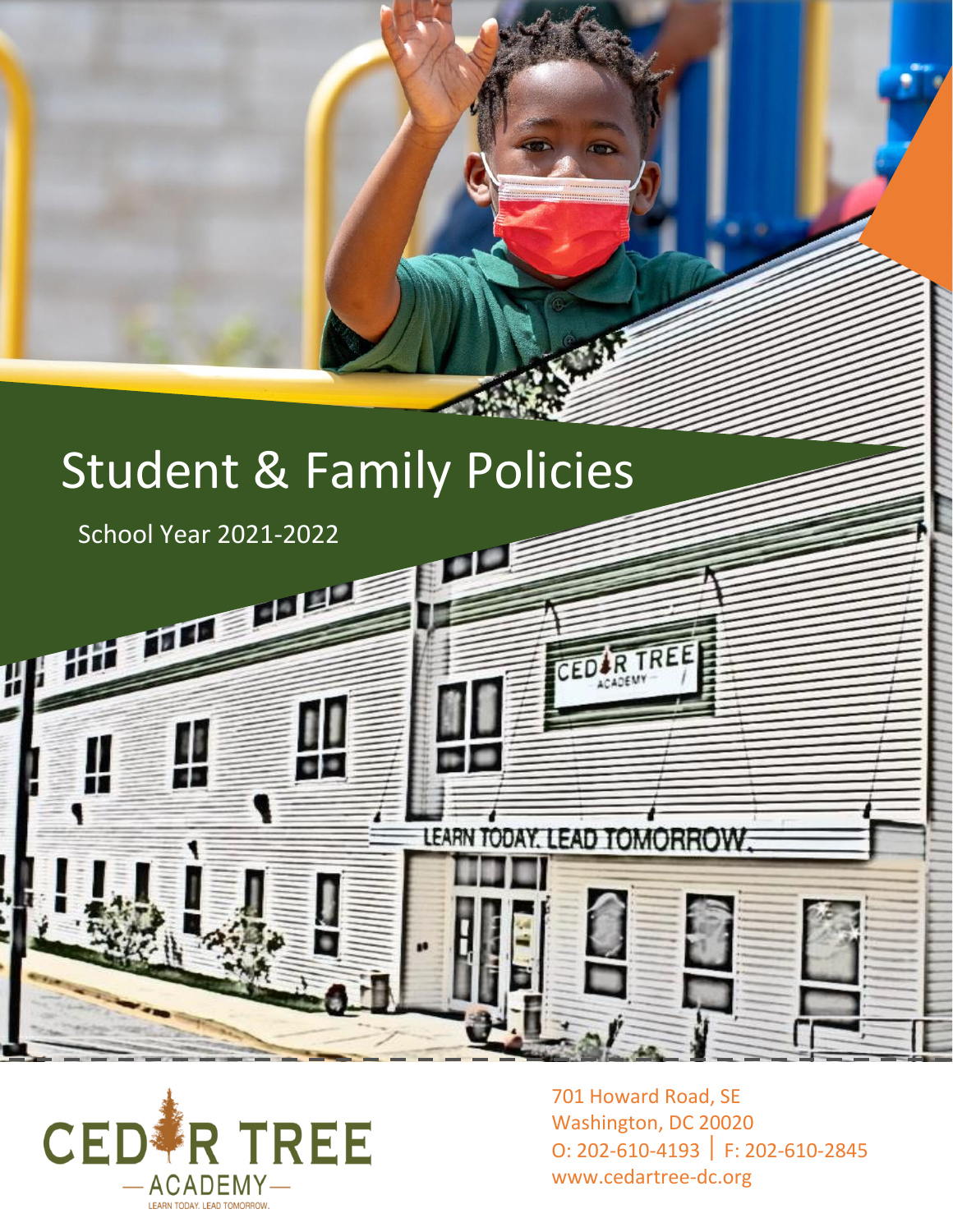# Student & Family Policies

School Year 2021-2022

CEDAR TREE ACADEMY

LEARN TODAY. LEAD TOMORROW.

701 Howard Road, SE
Washington, DC 20020
O: 202-610-4193 | F: 202-610-2845
www.cedartree-dc.org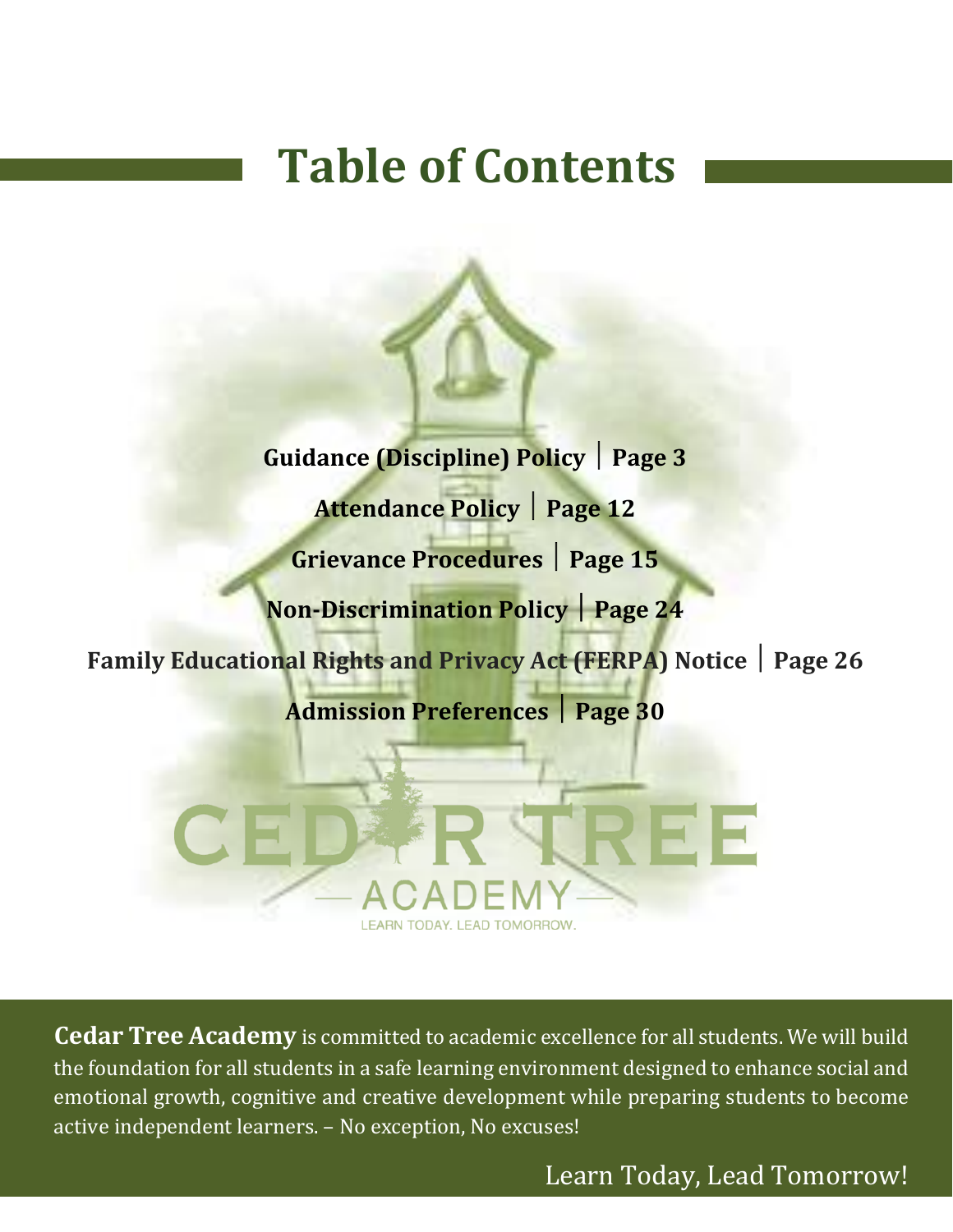# Table of Contents

**Guidance (Discipline) Policy | Page 3**

**Attendance Policy | Page 12**

**Grievance Procedures | Page 15**

**Non-Discrimination Policy | Page 24**

**Family Educational Rights and Privacy Act (FERPA) Notice | Page 26**

**Admission Preferences | Page 30**

CEDAR TREE
— ACADEMY —
LEARN TODAY. LEAD TOMORROW.

**Cedar Tree Academy** is committed to academic excellence for all students. We will build the foundation for all students in a safe learning environment designed to enhance social and emotional growth, cognitive and creative development while preparing students to become active independent learners. – No exception, No excuses!

Learn Today, Lead Tomorrow!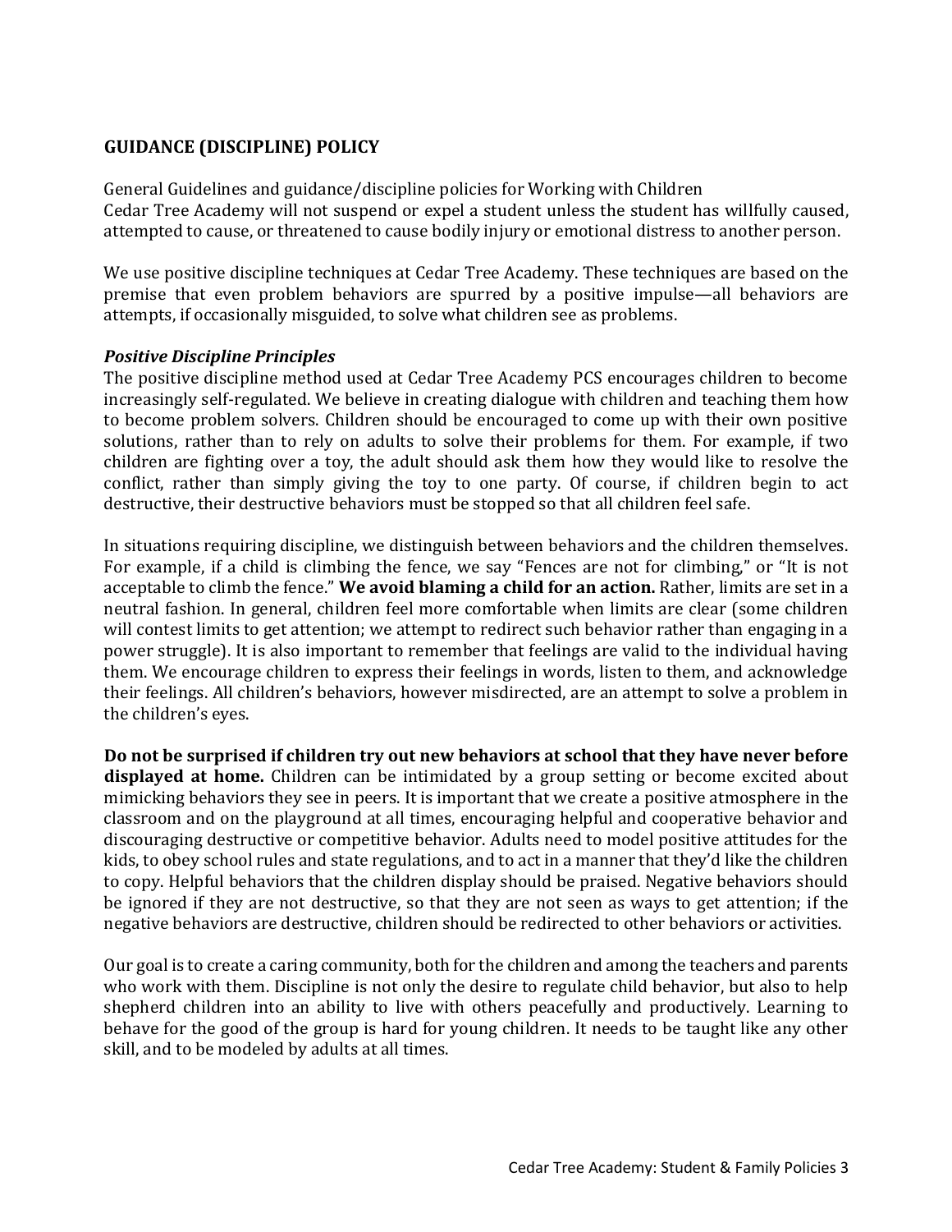## GUIDANCE (DISCIPLINE) POLICY

General Guidelines and guidance/discipline policies for Working with Children
Cedar Tree Academy will not suspend or expel a student unless the student has willfully caused, attempted to cause, or threatened to cause bodily injury or emotional distress to another person.

We use positive discipline techniques at Cedar Tree Academy. These techniques are based on the premise that even problem behaviors are spurred by a positive impulse—all behaviors are attempts, if occasionally misguided, to solve what children see as problems.

### *Positive Discipline Principles*

The positive discipline method used at Cedar Tree Academy PCS encourages children to become increasingly self-regulated. We believe in creating dialogue with children and teaching them how to become problem solvers. Children should be encouraged to come up with their own positive solutions, rather than to rely on adults to solve their problems for them. For example, if two children are fighting over a toy, the adult should ask them how they would like to resolve the conflict, rather than simply giving the toy to one party. Of course, if children begin to act destructive, their destructive behaviors must be stopped so that all children feel safe.

In situations requiring discipline, we distinguish between behaviors and the children themselves. For example, if a child is climbing the fence, we say "Fences are not for climbing," or "It is not acceptable to climb the fence." **We avoid blaming a child for an action.** Rather, limits are set in a neutral fashion. In general, children feel more comfortable when limits are clear (some children will contest limits to get attention; we attempt to redirect such behavior rather than engaging in a power struggle). It is also important to remember that feelings are valid to the individual having them. We encourage children to express their feelings in words, listen to them, and acknowledge their feelings. All children's behaviors, however misdirected, are an attempt to solve a problem in the children's eyes.

**Do not be surprised if children try out new behaviors at school that they have never before displayed at home.** Children can be intimidated by a group setting or become excited about mimicking behaviors they see in peers. It is important that we create a positive atmosphere in the classroom and on the playground at all times, encouraging helpful and cooperative behavior and discouraging destructive or competitive behavior. Adults need to model positive attitudes for the kids, to obey school rules and state regulations, and to act in a manner that they'd like the children to copy. Helpful behaviors that the children display should be praised. Negative behaviors should be ignored if they are not destructive, so that they are not seen as ways to get attention; if the negative behaviors are destructive, children should be redirected to other behaviors or activities.

Our goal is to create a caring community, both for the children and among the teachers and parents who work with them. Discipline is not only the desire to regulate child behavior, but also to help shepherd children into an ability to live with others peacefully and productively. Learning to behave for the good of the group is hard for young children. It needs to be taught like any other skill, and to be modeled by adults at all times.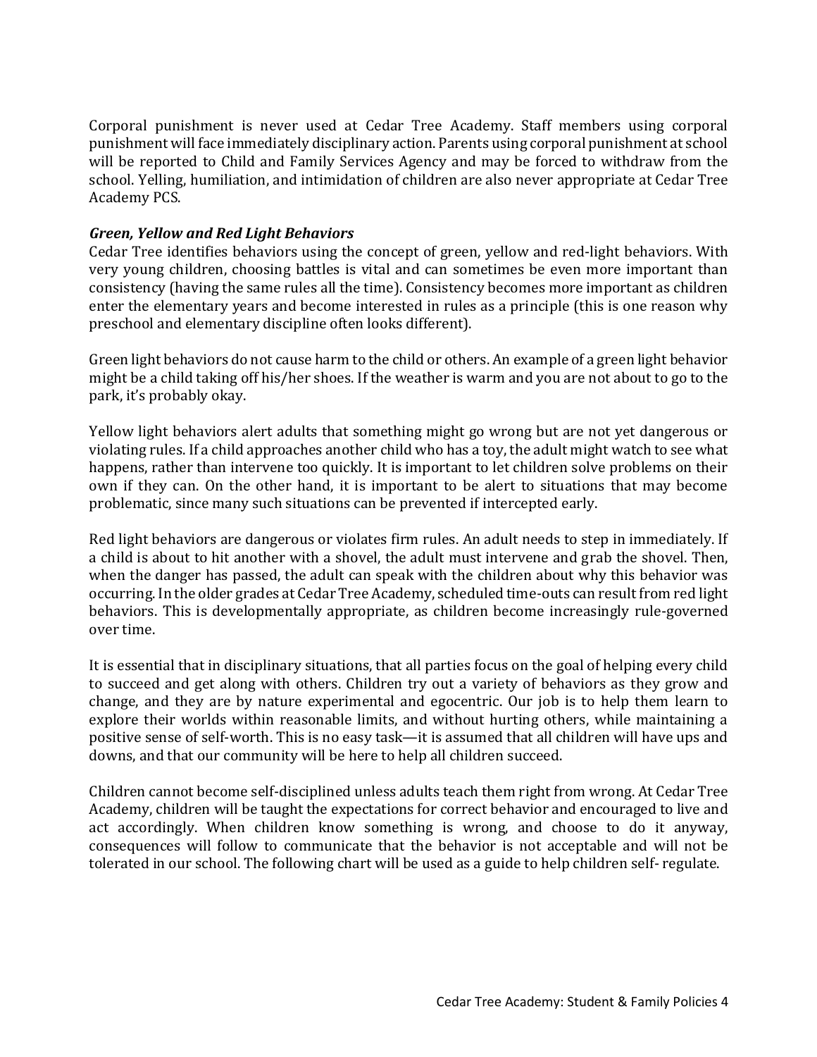Corporal punishment is never used at Cedar Tree Academy. Staff members using corporal punishment will face immediately disciplinary action. Parents using corporal punishment at school will be reported to Child and Family Services Agency and may be forced to withdraw from the school. Yelling, humiliation, and intimidation of children are also never appropriate at Cedar Tree Academy PCS.

***Green, Yellow and Red Light Behaviors***

Cedar Tree identifies behaviors using the concept of green, yellow and red-light behaviors. With very young children, choosing battles is vital and can sometimes be even more important than consistency (having the same rules all the time). Consistency becomes more important as children enter the elementary years and become interested in rules as a principle (this is one reason why preschool and elementary discipline often looks different).

Green light behaviors do not cause harm to the child or others. An example of a green light behavior might be a child taking off his/her shoes. If the weather is warm and you are not about to go to the park, it's probably okay.

Yellow light behaviors alert adults that something might go wrong but are not yet dangerous or violating rules. If a child approaches another child who has a toy, the adult might watch to see what happens, rather than intervene too quickly. It is important to let children solve problems on their own if they can. On the other hand, it is important to be alert to situations that may become problematic, since many such situations can be prevented if intercepted early.

Red light behaviors are dangerous or violates firm rules. An adult needs to step in immediately. If a child is about to hit another with a shovel, the adult must intervene and grab the shovel. Then, when the danger has passed, the adult can speak with the children about why this behavior was occurring. In the older grades at Cedar Tree Academy, scheduled time-outs can result from red light behaviors. This is developmentally appropriate, as children become increasingly rule-governed over time.

It is essential that in disciplinary situations, that all parties focus on the goal of helping every child to succeed and get along with others. Children try out a variety of behaviors as they grow and change, and they are by nature experimental and egocentric. Our job is to help them learn to explore their worlds within reasonable limits, and without hurting others, while maintaining a positive sense of self-worth. This is no easy task—it is assumed that all children will have ups and downs, and that our community will be here to help all children succeed.

Children cannot become self-disciplined unless adults teach them right from wrong. At Cedar Tree Academy, children will be taught the expectations for correct behavior and encouraged to live and act accordingly. When children know something is wrong, and choose to do it anyway, consequences will follow to communicate that the behavior is not acceptable and will not be tolerated in our school. The following chart will be used as a guide to help children self- regulate.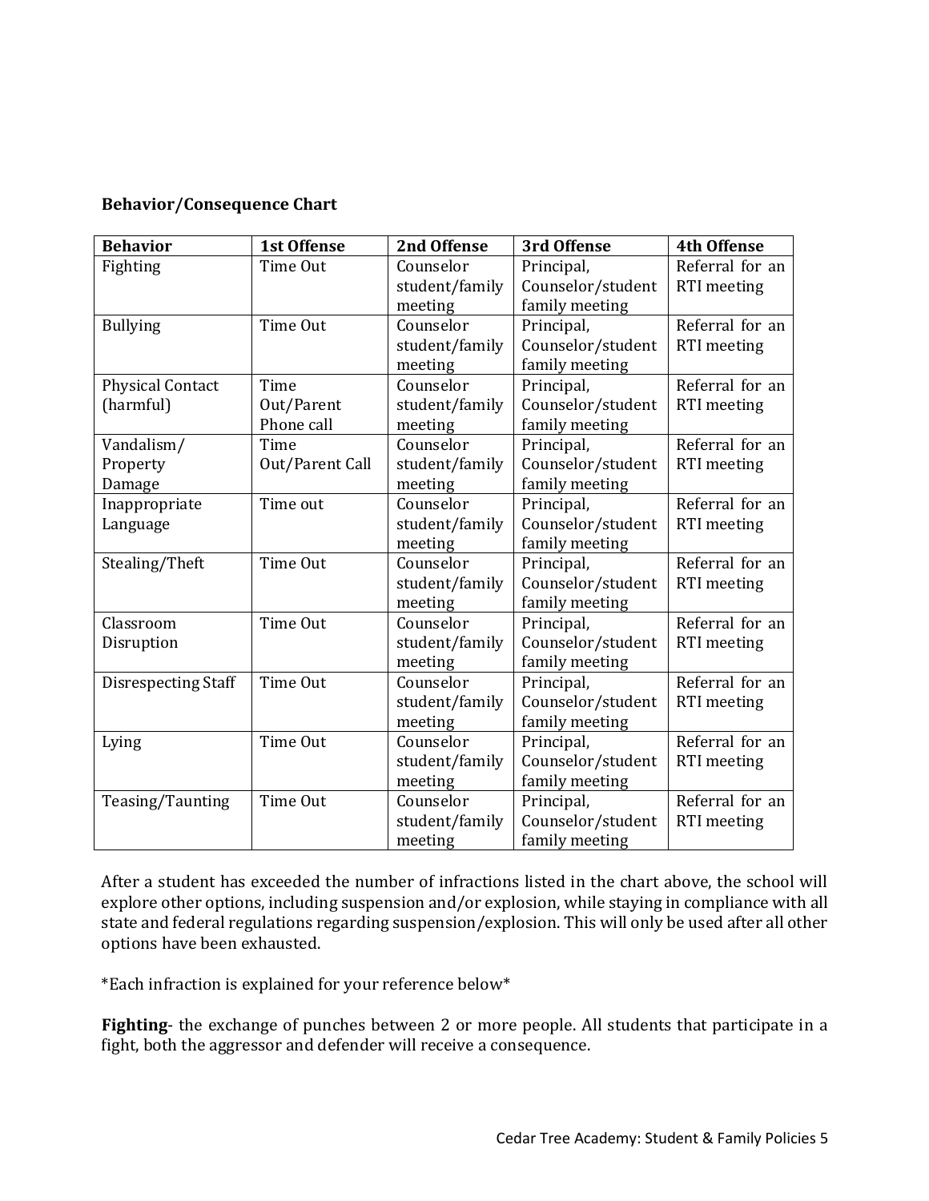**Behavior/Consequence Chart**

| Behavior | 1st Offense | 2nd Offense | 3rd Offense | 4th Offense |
|---|---|---|---|---|
| Fighting | Time Out | Counselor student/family meeting | Principal, Counselor/student family meeting | Referral for an RTI meeting |
| Bullying | Time Out | Counselor student/family meeting | Principal, Counselor/student family meeting | Referral for an RTI meeting |
| Physical Contact (harmful) | Time Out/Parent Phone call | Counselor student/family meeting | Principal, Counselor/student family meeting | Referral for an RTI meeting |
| Vandalism/ Property Damage | Time Out/Parent Call | Counselor student/family meeting | Principal, Counselor/student family meeting | Referral for an RTI meeting |
| Inappropriate Language | Time out | Counselor student/family meeting | Principal, Counselor/student family meeting | Referral for an RTI meeting |
| Stealing/Theft | Time Out | Counselor student/family meeting | Principal, Counselor/student family meeting | Referral for an RTI meeting |
| Classroom Disruption | Time Out | Counselor student/family meeting | Principal, Counselor/student family meeting | Referral for an RTI meeting |
| Disrespecting Staff | Time Out | Counselor student/family meeting | Principal, Counselor/student family meeting | Referral for an RTI meeting |
| Lying | Time Out | Counselor student/family meeting | Principal, Counselor/student family meeting | Referral for an RTI meeting |
| Teasing/Taunting | Time Out | Counselor student/family meeting | Principal, Counselor/student family meeting | Referral for an RTI meeting |

After a student has exceeded the number of infractions listed in the chart above, the school will explore other options, including suspension and/or explosion, while staying in compliance with all state and federal regulations regarding suspension/explosion. This will only be used after all other options have been exhausted.

*Each infraction is explained for your reference below*

**Fighting**- the exchange of punches between 2 or more people. All students that participate in a fight, both the aggressor and defender will receive a consequence.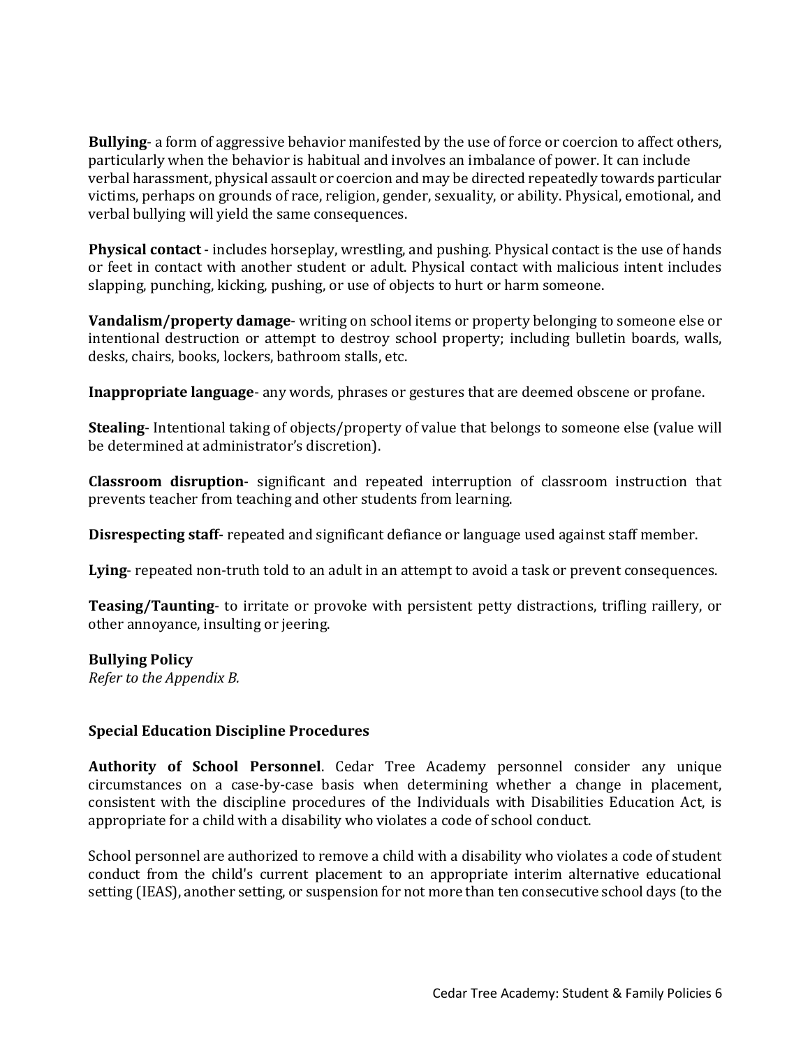**Bullying**- a form of aggressive behavior manifested by the use of force or coercion to affect others, particularly when the behavior is habitual and involves an imbalance of power. It can include verbal harassment, physical assault or coercion and may be directed repeatedly towards particular victims, perhaps on grounds of race, religion, gender, sexuality, or ability. Physical, emotional, and verbal bullying will yield the same consequences.

**Physical contact** - includes horseplay, wrestling, and pushing. Physical contact is the use of hands or feet in contact with another student or adult. Physical contact with malicious intent includes slapping, punching, kicking, pushing, or use of objects to hurt or harm someone.

**Vandalism/property damage**- writing on school items or property belonging to someone else or intentional destruction or attempt to destroy school property; including bulletin boards, walls, desks, chairs, books, lockers, bathroom stalls, etc.

**Inappropriate language**- any words, phrases or gestures that are deemed obscene or profane.

**Stealing**- Intentional taking of objects/property of value that belongs to someone else (value will be determined at administrator's discretion).

**Classroom disruption**- significant and repeated interruption of classroom instruction that prevents teacher from teaching and other students from learning.

**Disrespecting staff**- repeated and significant defiance or language used against staff member.

**Lying**- repeated non-truth told to an adult in an attempt to avoid a task or prevent consequences.

**Teasing/Taunting**- to irritate or provoke with persistent petty distractions, trifling raillery, or other annoyance, insulting or jeering.

**Bullying Policy**
*Refer to the Appendix B.*

**Special Education Discipline Procedures**

**Authority of School Personnel**. Cedar Tree Academy personnel consider any unique circumstances on a case-by-case basis when determining whether a change in placement, consistent with the discipline procedures of the Individuals with Disabilities Education Act, is appropriate for a child with a disability who violates a code of school conduct.

School personnel are authorized to remove a child with a disability who violates a code of student conduct from the child's current placement to an appropriate interim alternative educational setting (IEAS), another setting, or suspension for not more than ten consecutive school days (to the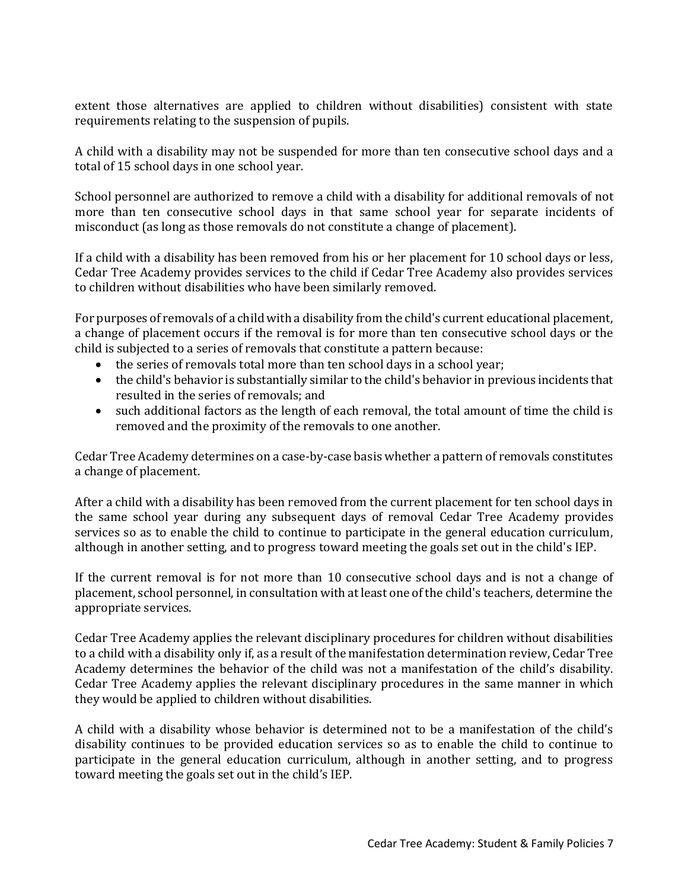extent those alternatives are applied to children without disabilities) consistent with state requirements relating to the suspension of pupils.

A child with a disability may not be suspended for more than ten consecutive school days and a total of 15 school days in one school year.

School personnel are authorized to remove a child with a disability for additional removals of not more than ten consecutive school days in that same school year for separate incidents of misconduct (as long as those removals do not constitute a change of placement).

If a child with a disability has been removed from his or her placement for 10 school days or less, Cedar Tree Academy provides services to the child if Cedar Tree Academy also provides services to children without disabilities who have been similarly removed.

For purposes of removals of a child with a disability from the child's current educational placement, a change of placement occurs if the removal is for more than ten consecutive school days or the child is subjected to a series of removals that constitute a pattern because:

- the series of removals total more than ten school days in a school year;
- the child's behavior is substantially similar to the child's behavior in previous incidents that resulted in the series of removals; and
- such additional factors as the length of each removal, the total amount of time the child is removed and the proximity of the removals to one another.

Cedar Tree Academy determines on a case-by-case basis whether a pattern of removals constitutes a change of placement.

After a child with a disability has been removed from the current placement for ten school days in the same school year during any subsequent days of removal Cedar Tree Academy provides services so as to enable the child to continue to participate in the general education curriculum, although in another setting, and to progress toward meeting the goals set out in the child's IEP.

If the current removal is for not more than 10 consecutive school days and is not a change of placement, school personnel, in consultation with at least one of the child's teachers, determine the appropriate services.

Cedar Tree Academy applies the relevant disciplinary procedures for children without disabilities to a child with a disability only if, as a result of the manifestation determination review, Cedar Tree Academy determines the behavior of the child was not a manifestation of the child's disability. Cedar Tree Academy applies the relevant disciplinary procedures in the same manner in which they would be applied to children without disabilities.

A child with a disability whose behavior is determined not to be a manifestation of the child's disability continues to be provided education services so as to enable the child to continue to participate in the general education curriculum, although in another setting, and to progress toward meeting the goals set out in the child's IEP.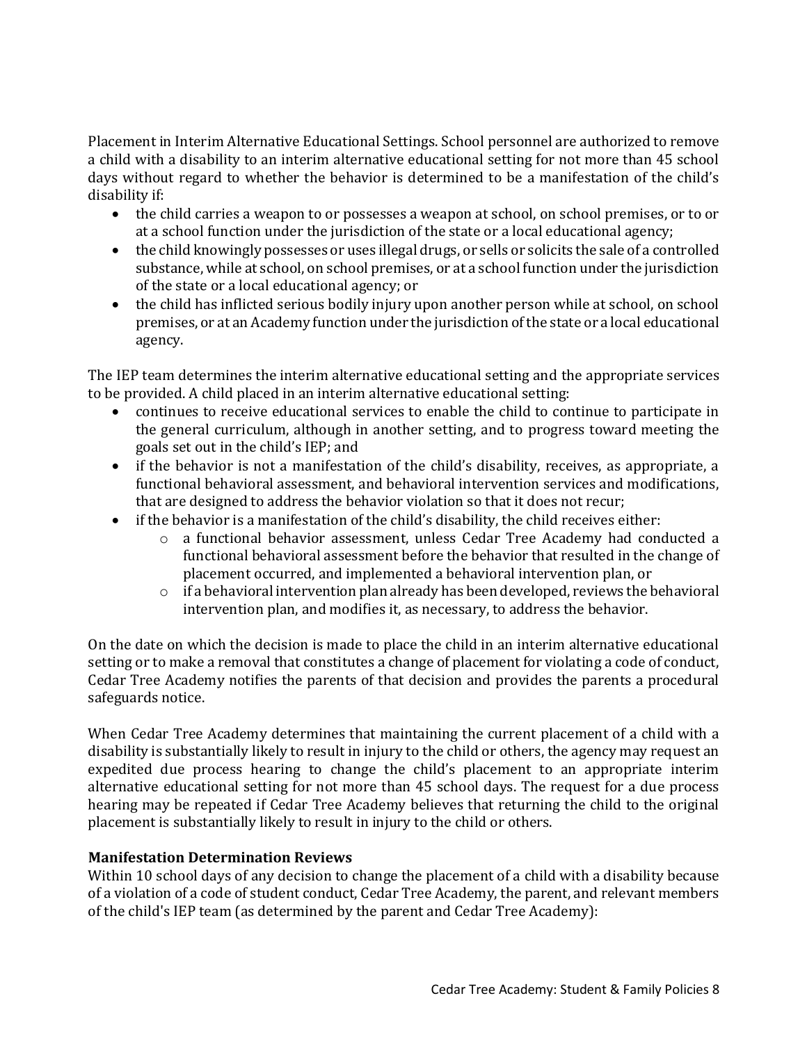Placement in Interim Alternative Educational Settings. School personnel are authorized to remove a child with a disability to an interim alternative educational setting for not more than 45 school days without regard to whether the behavior is determined to be a manifestation of the child's disability if:

- the child carries a weapon to or possesses a weapon at school, on school premises, or to or at a school function under the jurisdiction of the state or a local educational agency;
- the child knowingly possesses or uses illegal drugs, or sells or solicits the sale of a controlled substance, while at school, on school premises, or at a school function under the jurisdiction of the state or a local educational agency; or
- the child has inflicted serious bodily injury upon another person while at school, on school premises, or at an Academy function under the jurisdiction of the state or a local educational agency.

The IEP team determines the interim alternative educational setting and the appropriate services to be provided. A child placed in an interim alternative educational setting:

- continues to receive educational services to enable the child to continue to participate in the general curriculum, although in another setting, and to progress toward meeting the goals set out in the child's IEP; and
- if the behavior is not a manifestation of the child's disability, receives, as appropriate, a functional behavioral assessment, and behavioral intervention services and modifications, that are designed to address the behavior violation so that it does not recur;
- if the behavior is a manifestation of the child's disability, the child receives either:
  - a functional behavior assessment, unless Cedar Tree Academy had conducted a functional behavioral assessment before the behavior that resulted in the change of placement occurred, and implemented a behavioral intervention plan, or
  - if a behavioral intervention plan already has been developed, reviews the behavioral intervention plan, and modifies it, as necessary, to address the behavior.

On the date on which the decision is made to place the child in an interim alternative educational setting or to make a removal that constitutes a change of placement for violating a code of conduct, Cedar Tree Academy notifies the parents of that decision and provides the parents a procedural safeguards notice.

When Cedar Tree Academy determines that maintaining the current placement of a child with a disability is substantially likely to result in injury to the child or others, the agency may request an expedited due process hearing to change the child's placement to an appropriate interim alternative educational setting for not more than 45 school days. The request for a due process hearing may be repeated if Cedar Tree Academy believes that returning the child to the original placement is substantially likely to result in injury to the child or others.

### Manifestation Determination Reviews

Within 10 school days of any decision to change the placement of a child with a disability because of a violation of a code of student conduct, Cedar Tree Academy, the parent, and relevant members of the child's IEP team (as determined by the parent and Cedar Tree Academy):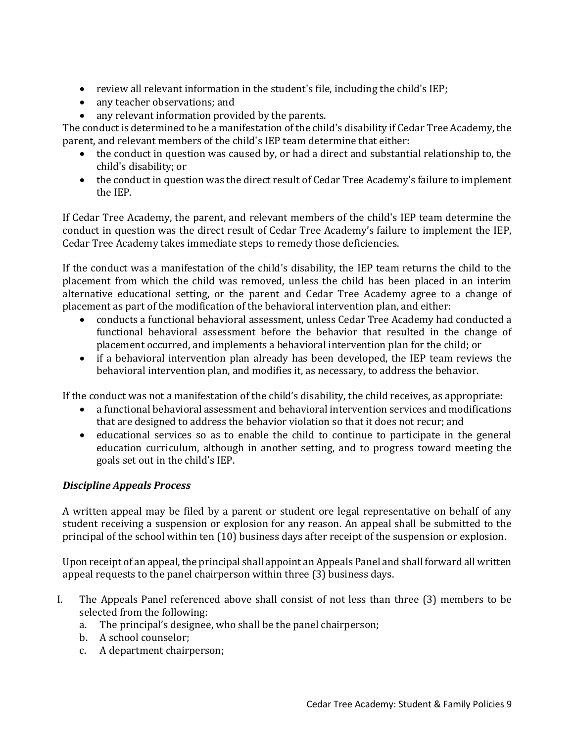- review all relevant information in the student's file, including the child's IEP;
- any teacher observations; and
- any relevant information provided by the parents.

The conduct is determined to be a manifestation of the child's disability if Cedar Tree Academy, the parent, and relevant members of the child's IEP team determine that either:

- the conduct in question was caused by, or had a direct and substantial relationship to, the child's disability; or
- the conduct in question was the direct result of Cedar Tree Academy's failure to implement the IEP.

If Cedar Tree Academy, the parent, and relevant members of the child's IEP team determine the conduct in question was the direct result of Cedar Tree Academy's failure to implement the IEP, Cedar Tree Academy takes immediate steps to remedy those deficiencies.

If the conduct was a manifestation of the child's disability, the IEP team returns the child to the placement from which the child was removed, unless the child has been placed in an interim alternative educational setting, or the parent and Cedar Tree Academy agree to a change of placement as part of the modification of the behavioral intervention plan, and either:

- conducts a functional behavioral assessment, unless Cedar Tree Academy had conducted a functional behavioral assessment before the behavior that resulted in the change of placement occurred, and implements a behavioral intervention plan for the child; or
- if a behavioral intervention plan already has been developed, the IEP team reviews the behavioral intervention plan, and modifies it, as necessary, to address the behavior.

If the conduct was not a manifestation of the child's disability, the child receives, as appropriate:

- a functional behavioral assessment and behavioral intervention services and modifications that are designed to address the behavior violation so that it does not recur; and
- educational services so as to enable the child to continue to participate in the general education curriculum, although in another setting, and to progress toward meeting the goals set out in the child's IEP.

***Discipline Appeals Process***

A written appeal may be filed by a parent or student ore legal representative on behalf of any student receiving a suspension or explosion for any reason. An appeal shall be submitted to the principal of the school within ten (10) business days after receipt of the suspension or explosion.

Upon receipt of an appeal, the principal shall appoint an Appeals Panel and shall forward all written appeal requests to the panel chairperson within three (3) business days.

I. The Appeals Panel referenced above shall consist of not less than three (3) members to be selected from the following:
    a. The principal's designee, who shall be the panel chairperson;
    b. A school counselor;
    c. A department chairperson;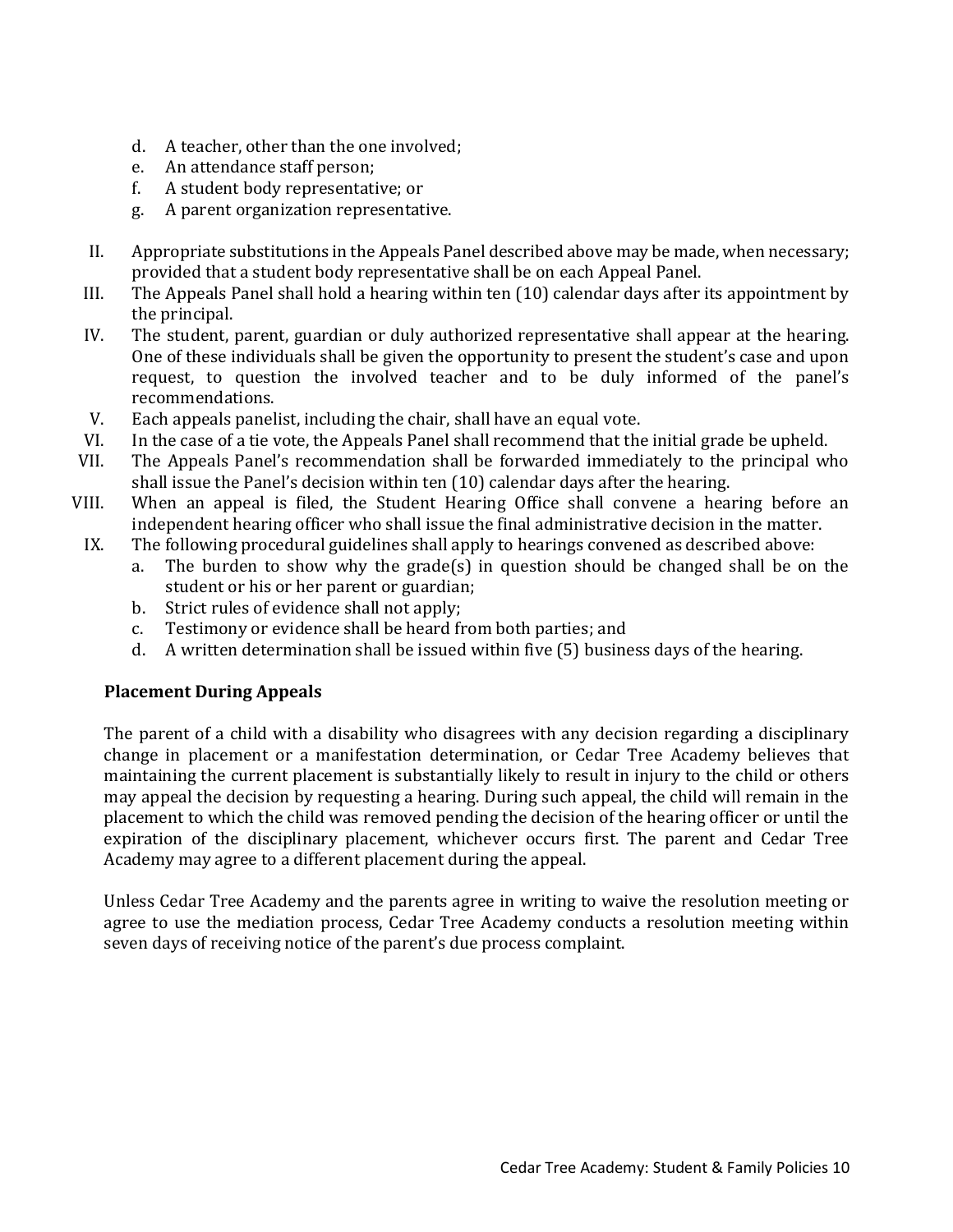d. A teacher, other than the one involved;
e. An attendance staff person;
f. A student body representative; or
g. A parent organization representative.

II. Appropriate substitutions in the Appeals Panel described above may be made, when necessary; provided that a student body representative shall be on each Appeal Panel.
III. The Appeals Panel shall hold a hearing within ten (10) calendar days after its appointment by the principal.
IV. The student, parent, guardian or duly authorized representative shall appear at the hearing. One of these individuals shall be given the opportunity to present the student's case and upon request, to question the involved teacher and to be duly informed of the panel's recommendations.
V. Each appeals panelist, including the chair, shall have an equal vote.
VI. In the case of a tie vote, the Appeals Panel shall recommend that the initial grade be upheld.
VII. The Appeals Panel's recommendation shall be forwarded immediately to the principal who shall issue the Panel's decision within ten (10) calendar days after the hearing.
VIII. When an appeal is filed, the Student Hearing Office shall convene a hearing before an independent hearing officer who shall issue the final administrative decision in the matter.
IX. The following procedural guidelines shall apply to hearings convened as described above:
    a. The burden to show why the grade(s) in question should be changed shall be on the student or his or her parent or guardian;
    b. Strict rules of evidence shall not apply;
    c. Testimony or evidence shall be heard from both parties; and
    d. A written determination shall be issued within five (5) business days of the hearing.

**Placement During Appeals**

The parent of a child with a disability who disagrees with any decision regarding a disciplinary change in placement or a manifestation determination, or Cedar Tree Academy believes that maintaining the current placement is substantially likely to result in injury to the child or others may appeal the decision by requesting a hearing. During such appeal, the child will remain in the placement to which the child was removed pending the decision of the hearing officer or until the expiration of the disciplinary placement, whichever occurs first. The parent and Cedar Tree Academy may agree to a different placement during the appeal.

Unless Cedar Tree Academy and the parents agree in writing to waive the resolution meeting or agree to use the mediation process, Cedar Tree Academy conducts a resolution meeting within seven days of receiving notice of the parent's due process complaint.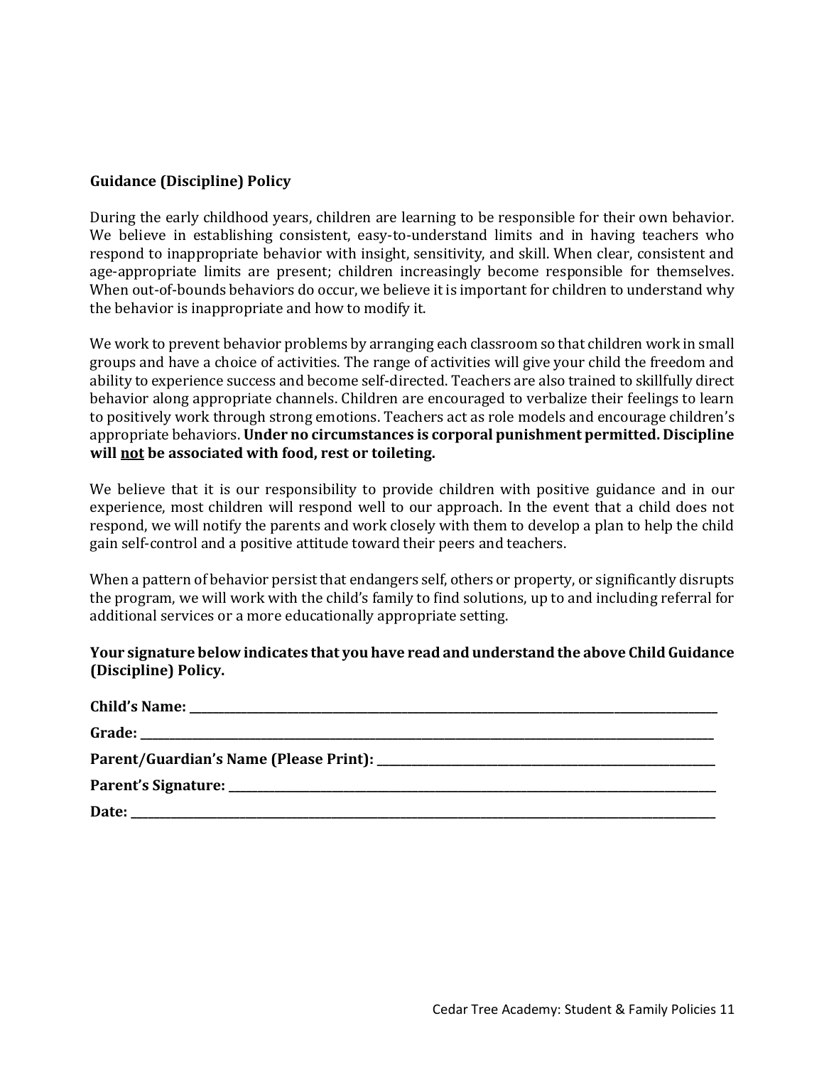**Guidance (Discipline) Policy**

During the early childhood years, children are learning to be responsible for their own behavior. We believe in establishing consistent, easy-to-understand limits and in having teachers who respond to inappropriate behavior with insight, sensitivity, and skill. When clear, consistent and age-appropriate limits are present; children increasingly become responsible for themselves. When out-of-bounds behaviors do occur, we believe it is important for children to understand why the behavior is inappropriate and how to modify it.

We work to prevent behavior problems by arranging each classroom so that children work in small groups and have a choice of activities. The range of activities will give your child the freedom and ability to experience success and become self-directed. Teachers are also trained to skillfully direct behavior along appropriate channels. Children are encouraged to verbalize their feelings to learn to positively work through strong emotions. Teachers act as role models and encourage children's appropriate behaviors. **Under no circumstances is corporal punishment permitted. Discipline will <u>not</u> be associated with food, rest or toileting.**

We believe that it is our responsibility to provide children with positive guidance and in our experience, most children will respond well to our approach. In the event that a child does not respond, we will notify the parents and work closely with them to develop a plan to help the child gain self-control and a positive attitude toward their peers and teachers.

When a pattern of behavior persist that endangers self, others or property, or significantly disrupts the program, we will work with the child's family to find solutions, up to and including referral for additional services or a more educationally appropriate setting.

**Your signature below indicates that you have read and understand the above Child Guidance (Discipline) Policy.**

**Child's Name:** ______________________________

**Grade:** ______________________________

**Parent/Guardian's Name (Please Print):** ______________________________

**Parent's Signature:** ______________________________

**Date:** ______________________________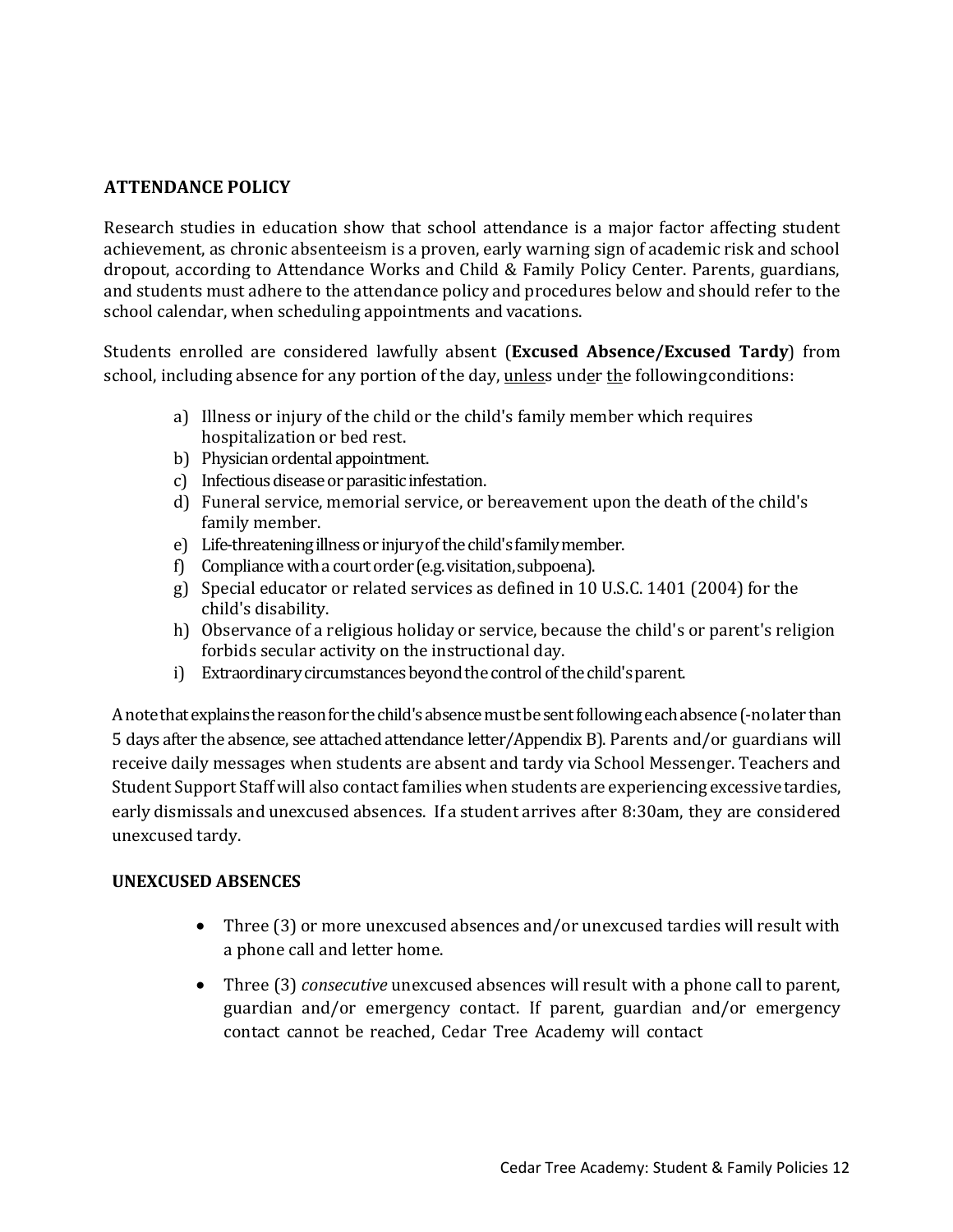## ATTENDANCE POLICY

Research studies in education show that school attendance is a major factor affecting student achievement, as chronic absenteeism is a proven, early warning sign of academic risk and school dropout, according to Attendance Works and Child & Family Policy Center. Parents, guardians, and students must adhere to the attendance policy and procedures below and should refer to the school calendar, when scheduling appointments and vacations.

Students enrolled are considered lawfully absent (**Excused Absence/Excused Tardy**) from school, including absence for any portion of the day, unless under the following conditions:

a) Illness or injury of the child or the child's family member which requires hospitalization or bed rest.
b) Physician or dental appointment.
c) Infectious disease or parasitic infestation.
d) Funeral service, memorial service, or bereavement upon the death of the child's family member.
e) Life-threatening illness or injury of the child's family member.
f) Compliance with a court order (e.g. visitation, subpoena).
g) Special educator or related services as defined in 10 U.S.C. 1401 (2004) for the child's disability.
h) Observance of a religious holiday or service, because the child's or parent's religion forbids secular activity on the instructional day.
i) Extraordinary circumstances beyond the control of the child's parent.

A note that explains the reason for the child's absence must be sent following each absence (-no later than 5 days after the absence, see attached attendance letter/Appendix B). Parents and/or guardians will receive daily messages when students are absent and tardy via School Messenger. Teachers and Student Support Staff will also contact families when students are experiencing excessive tardies, early dismissals and unexcused absences. If a student arrives after 8:30am, they are considered unexcused tardy.

### UNEXCUSED ABSENCES

- Three (3) or more unexcused absences and/or unexcused tardies will result with a phone call and letter home.
- Three (3) *consecutive* unexcused absences will result with a phone call to parent, guardian and/or emergency contact. If parent, guardian and/or emergency contact cannot be reached, Cedar Tree Academy will contact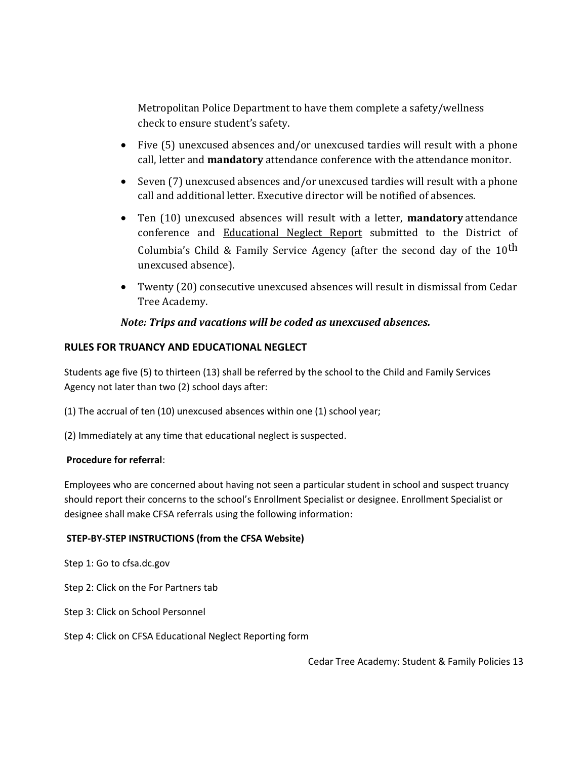Metropolitan Police Department to have them complete a safety/wellness check to ensure student's safety.

- Five (5) unexcused absences and/or unexcused tardies will result with a phone call, letter and **mandatory** attendance conference with the attendance monitor.
- Seven (7) unexcused absences and/or unexcused tardies will result with a phone call and additional letter. Executive director will be notified of absences.
- Ten (10) unexcused absences will result with a letter, **mandatory** attendance conference and Educational Neglect Report submitted to the District of Columbia's Child & Family Service Agency (after the second day of the 10th unexcused absence).
- Twenty (20) consecutive unexcused absences will result in dismissal from Cedar Tree Academy.

***Note: Trips and vacations will be coded as unexcused absences.***

**RULES FOR TRUANCY AND EDUCATIONAL NEGLECT**

Students age five (5) to thirteen (13) shall be referred by the school to the Child and Family Services Agency not later than two (2) school days after:

(1) The accrual of ten (10) unexcused absences within one (1) school year;

(2) Immediately at any time that educational neglect is suspected.

**Procedure for referral**:

Employees who are concerned about having not seen a particular student in school and suspect truancy should report their concerns to the school's Enrollment Specialist or designee. Enrollment Specialist or designee shall make CFSA referrals using the following information:

**STEP-BY-STEP INSTRUCTIONS (from the CFSA Website)**

Step 1: Go to cfsa.dc.gov

Step 2: Click on the For Partners tab

Step 3: Click on School Personnel

Step 4: Click on CFSA Educational Neglect Reporting form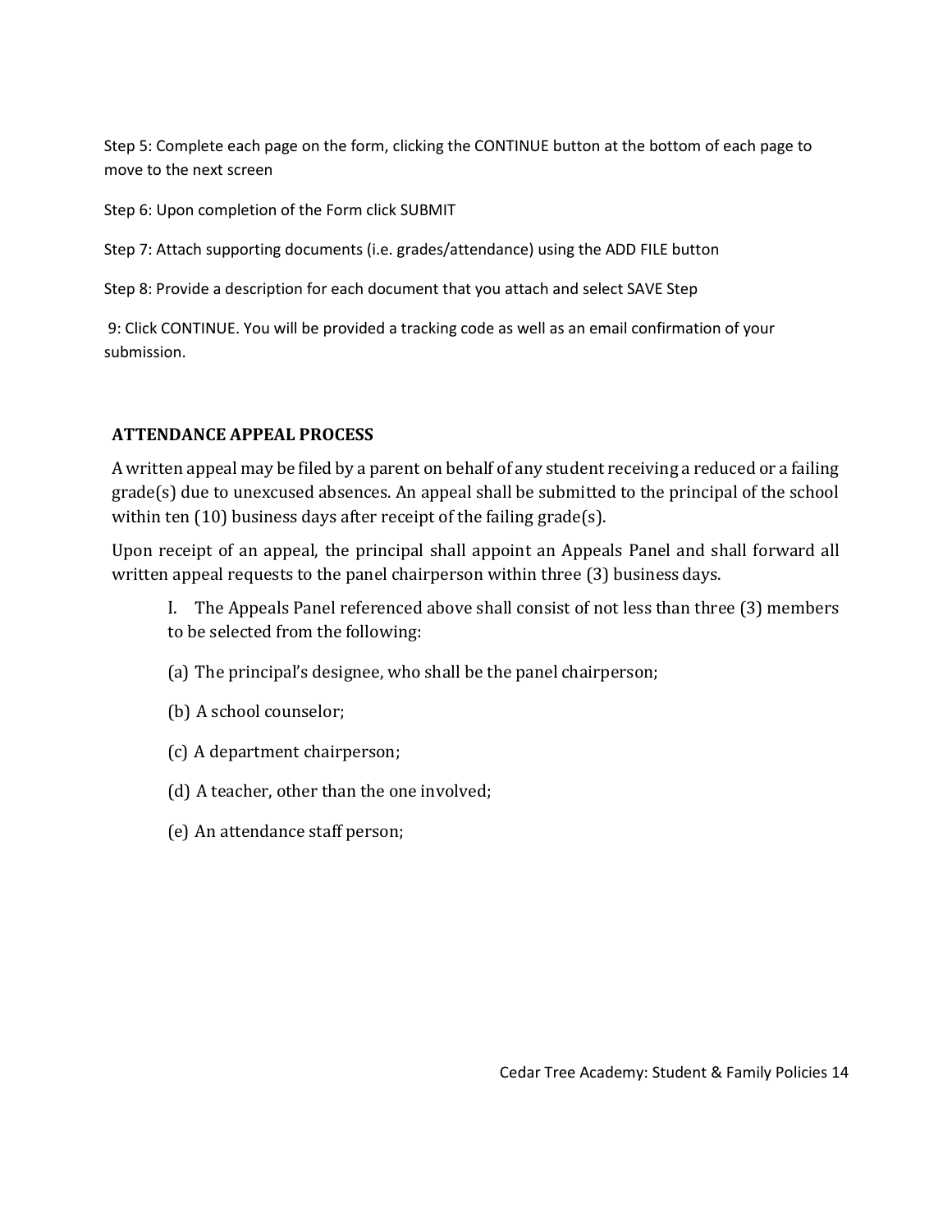Step 5: Complete each page on the form, clicking the CONTINUE button at the bottom of each page to move to the next screen

Step 6: Upon completion of the Form click SUBMIT

Step 7: Attach supporting documents (i.e. grades/attendance) using the ADD FILE button

Step 8: Provide a description for each document that you attach and select SAVE Step

9: Click CONTINUE. You will be provided a tracking code as well as an email confirmation of your submission.

### ATTENDANCE APPEAL PROCESS

A written appeal may be filed by a parent on behalf of any student receiving a reduced or a failing grade(s) due to unexcused absences. An appeal shall be submitted to the principal of the school within ten (10) business days after receipt of the failing grade(s).

Upon receipt of an appeal, the principal shall appoint an Appeals Panel and shall forward all written appeal requests to the panel chairperson within three (3) business days.

I. The Appeals Panel referenced above shall consist of not less than three (3) members to be selected from the following:

(a) The principal's designee, who shall be the panel chairperson;

(b) A school counselor;

(c) A department chairperson;

(d) A teacher, other than the one involved;

(e) An attendance staff person;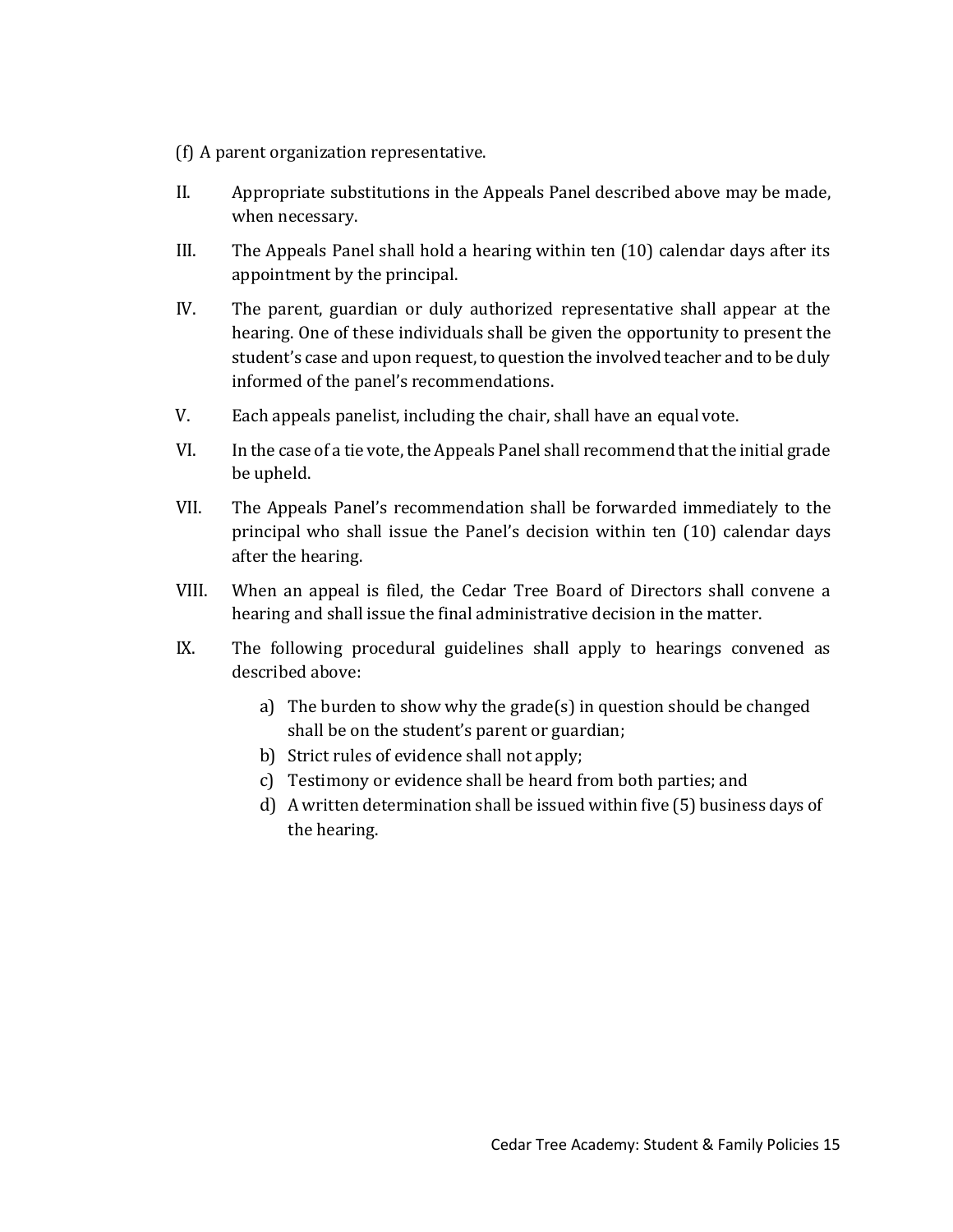(f) A parent organization representative.

II. Appropriate substitutions in the Appeals Panel described above may be made, when necessary.

III. The Appeals Panel shall hold a hearing within ten (10) calendar days after its appointment by the principal.

IV. The parent, guardian or duly authorized representative shall appear at the hearing. One of these individuals shall be given the opportunity to present the student's case and upon request, to question the involved teacher and to be duly informed of the panel's recommendations.

V. Each appeals panelist, including the chair, shall have an equal vote.

VI. In the case of a tie vote, the Appeals Panel shall recommend that the initial grade be upheld.

VII. The Appeals Panel's recommendation shall be forwarded immediately to the principal who shall issue the Panel's decision within ten (10) calendar days after the hearing.

VIII. When an appeal is filed, the Cedar Tree Board of Directors shall convene a hearing and shall issue the final administrative decision in the matter.

IX. The following procedural guidelines shall apply to hearings convened as described above:

   a) The burden to show why the grade(s) in question should be changed shall be on the student's parent or guardian;
   b) Strict rules of evidence shall not apply;
   c) Testimony or evidence shall be heard from both parties; and
   d) A written determination shall be issued within five (5) business days of the hearing.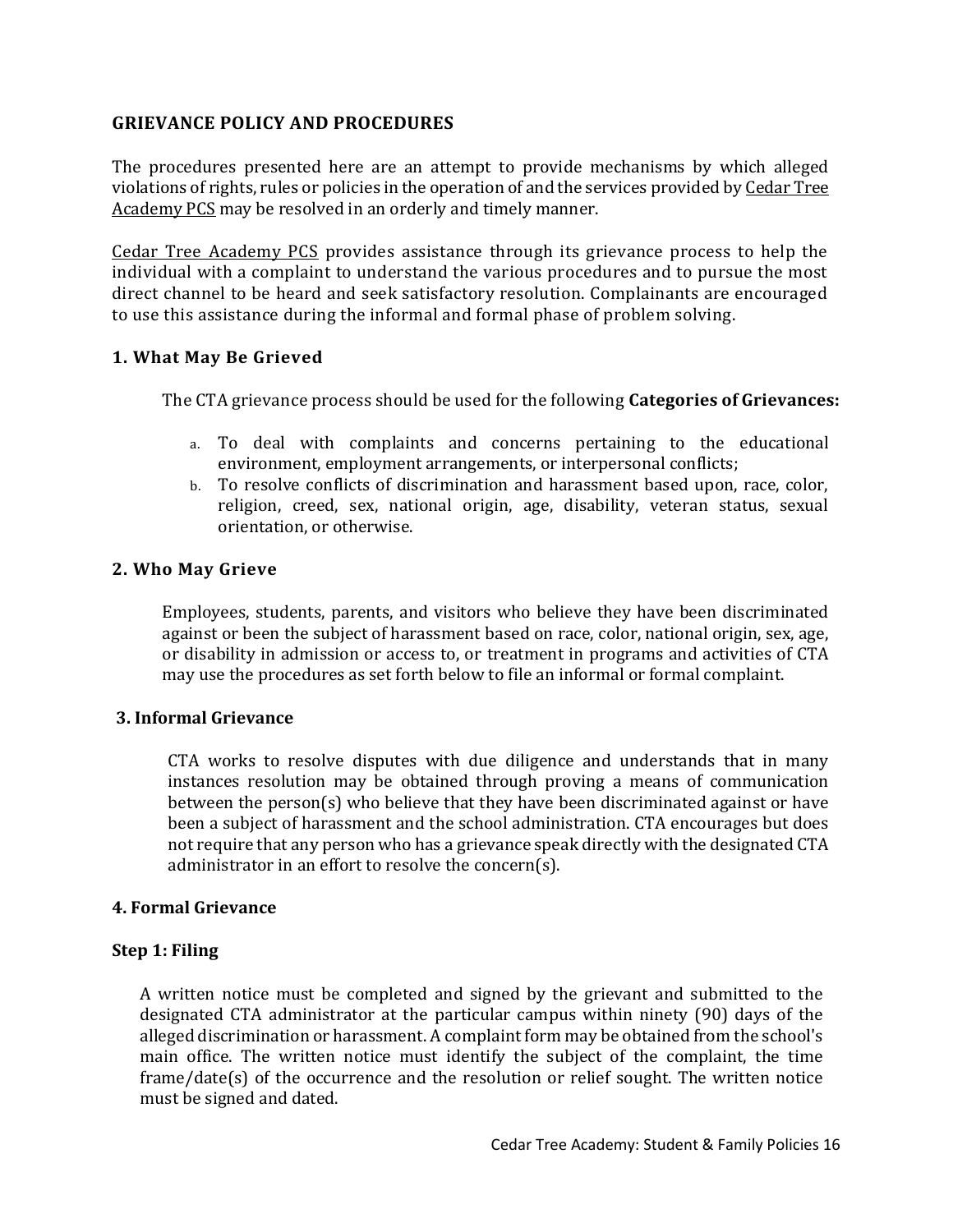## GRIEVANCE POLICY AND PROCEDURES

The procedures presented here are an attempt to provide mechanisms by which alleged violations of rights, rules or policies in the operation of and the services provided by Cedar Tree Academy PCS may be resolved in an orderly and timely manner.

Cedar Tree Academy PCS provides assistance through its grievance process to help the individual with a complaint to understand the various procedures and to pursue the most direct channel to be heard and seek satisfactory resolution. Complainants are encouraged to use this assistance during the informal and formal phase of problem solving.

### 1. What May Be Grieved

The CTA grievance process should be used for the following **Categories of Grievances:**

a. To deal with complaints and concerns pertaining to the educational environment, employment arrangements, or interpersonal conflicts;
b. To resolve conflicts of discrimination and harassment based upon, race, color, religion, creed, sex, national origin, age, disability, veteran status, sexual orientation, or otherwise.

### 2. Who May Grieve

Employees, students, parents, and visitors who believe they have been discriminated against or been the subject of harassment based on race, color, national origin, sex, age, or disability in admission or access to, or treatment in programs and activities of CTA may use the procedures as set forth below to file an informal or formal complaint.

### 3. Informal Grievance

CTA works to resolve disputes with due diligence and understands that in many instances resolution may be obtained through proving a means of communication between the person(s) who believe that they have been discriminated against or have been a subject of harassment and the school administration. CTA encourages but does not require that any person who has a grievance speak directly with the designated CTA administrator in an effort to resolve the concern(s).

### 4. Formal Grievance

#### Step 1: Filing

A written notice must be completed and signed by the grievant and submitted to the designated CTA administrator at the particular campus within ninety (90) days of the alleged discrimination or harassment. A complaint form may be obtained from the school's main office. The written notice must identify the subject of the complaint, the time frame/date(s) of the occurrence and the resolution or relief sought. The written notice must be signed and dated.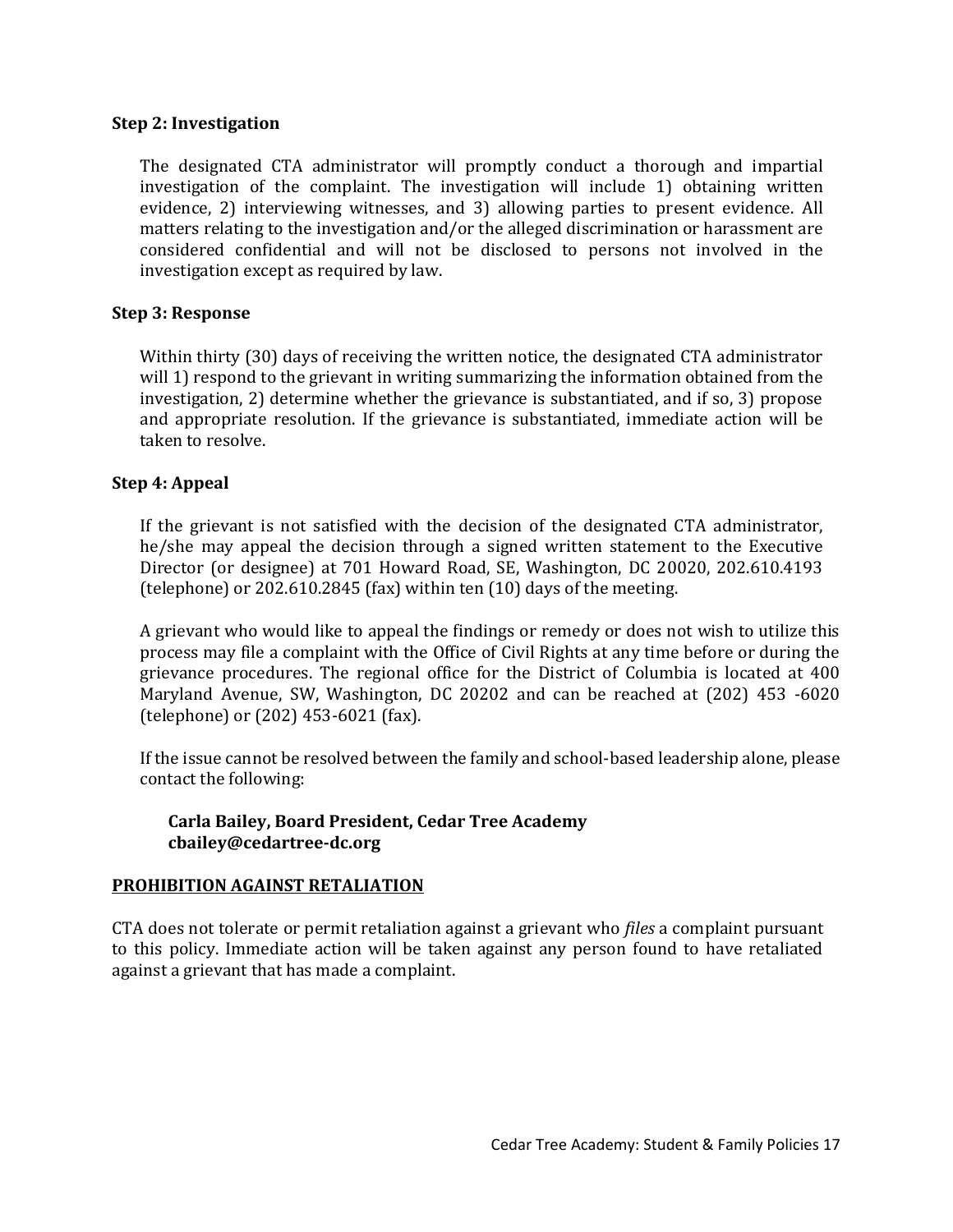**Step 2: Investigation**

The designated CTA administrator will promptly conduct a thorough and impartial investigation of the complaint. The investigation will include 1) obtaining written evidence, 2) interviewing witnesses, and 3) allowing parties to present evidence. All matters relating to the investigation and/or the alleged discrimination or harassment are considered confidential and will not be disclosed to persons not involved in the investigation except as required by law.

**Step 3: Response**

Within thirty (30) days of receiving the written notice, the designated CTA administrator will 1) respond to the grievant in writing summarizing the information obtained from the investigation, 2) determine whether the grievance is substantiated, and if so, 3) propose and appropriate resolution. If the grievance is substantiated, immediate action will be taken to resolve.

**Step 4: Appeal**

If the grievant is not satisfied with the decision of the designated CTA administrator, he/she may appeal the decision through a signed written statement to the Executive Director (or designee) at 701 Howard Road, SE, Washington, DC 20020, 202.610.4193 (telephone) or 202.610.2845 (fax) within ten (10) days of the meeting.

A grievant who would like to appeal the findings or remedy or does not wish to utilize this process may file a complaint with the Office of Civil Rights at any time before or during the grievance procedures. The regional office for the District of Columbia is located at 400 Maryland Avenue, SW, Washington, DC 20202 and can be reached at (202) 453 -6020 (telephone) or (202) 453-6021 (fax).

If the issue cannot be resolved between the family and school-based leadership alone, please contact the following:

**Carla Bailey, Board President, Cedar Tree Academy**
**cbailey@cedartree-dc.org**

**PROHIBITION AGAINST RETALIATION**

CTA does not tolerate or permit retaliation against a grievant who *files* a complaint pursuant to this policy. Immediate action will be taken against any person found to have retaliated against a grievant that has made a complaint.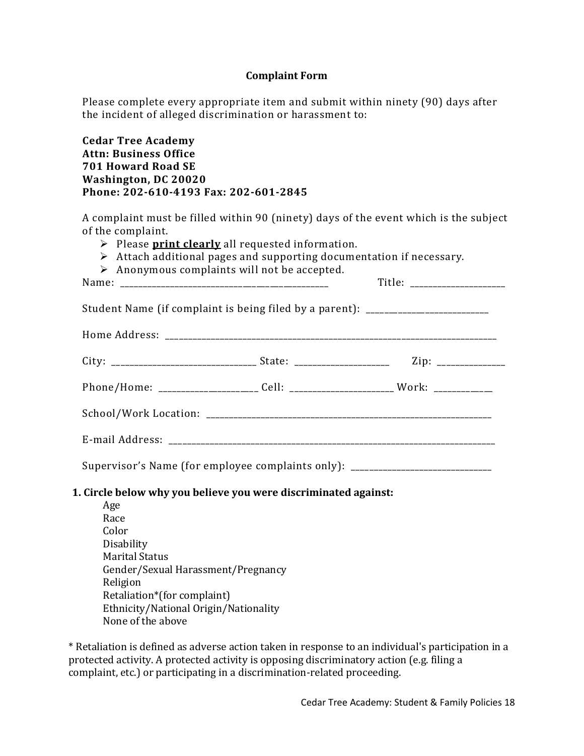## Complaint Form

Please complete every appropriate item and submit within ninety (90) days after the incident of alleged discrimination or harassment to:

**Cedar Tree Academy**
**Attn: Business Office**
**701 Howard Road SE**
**Washington, DC 20020**
**Phone: 202-610-4193 Fax: 202-601-2845**

A complaint must be filled within 90 (ninety) days of the event which is the subject of the complaint.

- Please **print clearly** all requested information.
- Attach additional pages and supporting documentation if necessary.
- Anonymous complaints will not be accepted.

Name: ______________________________ Title: ______________

Student Name (if complaint is being filed by a parent): ____________________

Home Address: __________________________________________________

City: ____________________ State: ______________ Zip: __________

Phone/Home: ______________ Cell: ______________ Work: ________

School/Work Location: _____________________________________________

E-mail Address: ___________________________________________________

Supervisor's Name (for employee complaints only): ____________________

**1. Circle below why you believe you were discriminated against:**

Age
Race
Color
Disability
Marital Status
Gender/Sexual Harassment/Pregnancy
Religion
Retaliation*(for complaint)
Ethnicity/National Origin/Nationality
None of the above

* Retaliation is defined as adverse action taken in response to an individual's participation in a protected activity. A protected activity is opposing discriminatory action (e.g. filing a complaint, etc.) or participating in a discrimination-related proceeding.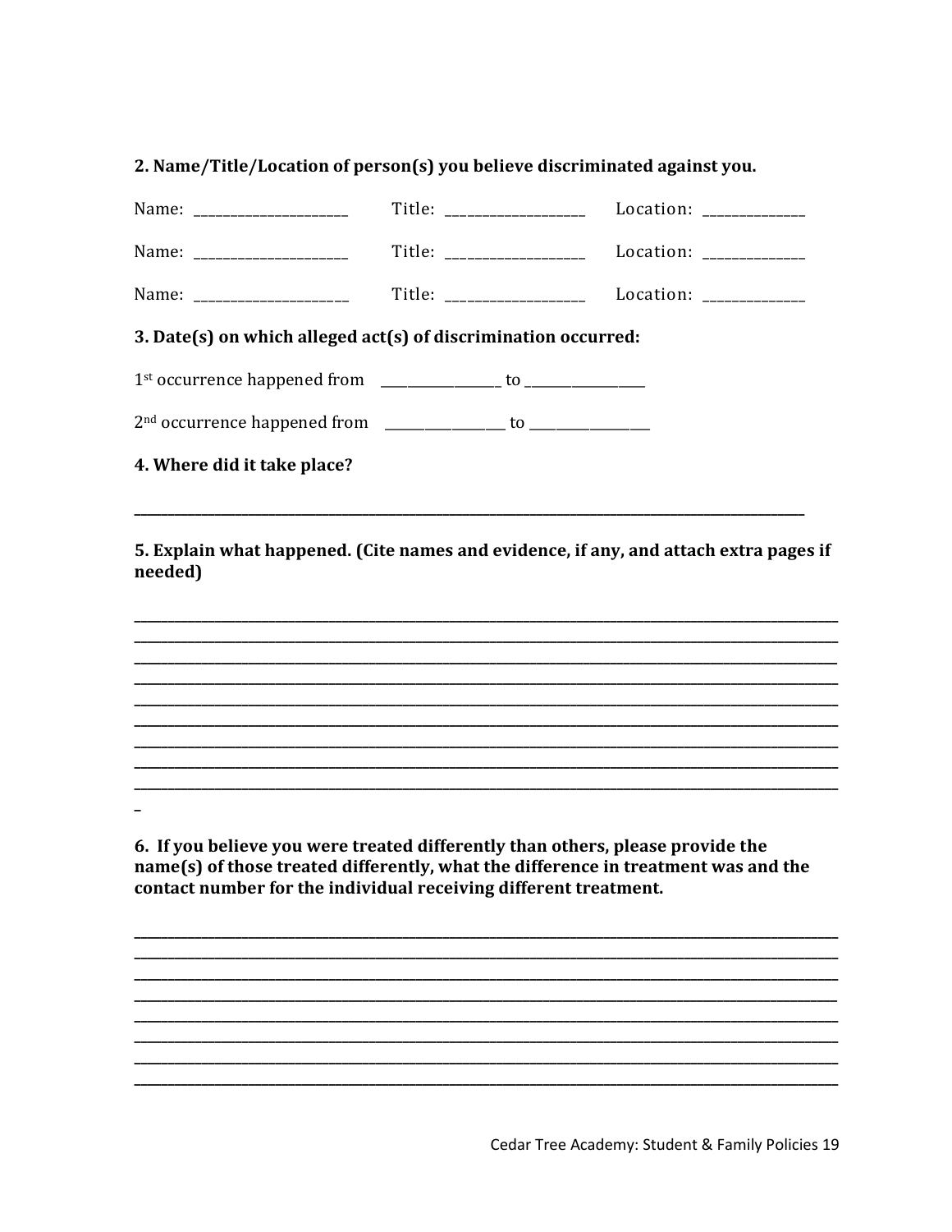**2. Name/Title/Location of person(s) you believe discriminated against you.**

Name: ______________________ Title: ____________________ Location: ______________

Name: ______________________ Title: ____________________ Location: ______________

Name: ______________________ Title: ____________________ Location: ______________

**3. Date(s) on which alleged act(s) of discrimination occurred:**

1st occurrence happened from __________________ to __________________

2nd occurrence happened from __________________ to __________________

**4. Where did it take place?**

______________________________________________________________________________________________

**5. Explain what happened. (Cite names and evidence, if any, and attach extra pages if needed)**

______________________________________________________________________________________________
______________________________________________________________________________________________
______________________________________________________________________________________________
______________________________________________________________________________________________
______________________________________________________________________________________________
______________________________________________________________________________________________
______________________________________________________________________________________________
______________________________________________________________________________________________
______________________________________________________________________________________________

**6. If you believe you were treated differently than others, please provide the name(s) of those treated differently, what the difference in treatment was and the contact number for the individual receiving different treatment.**

______________________________________________________________________________________________
______________________________________________________________________________________________
______________________________________________________________________________________________
______________________________________________________________________________________________
______________________________________________________________________________________________
______________________________________________________________________________________________
______________________________________________________________________________________________
______________________________________________________________________________________________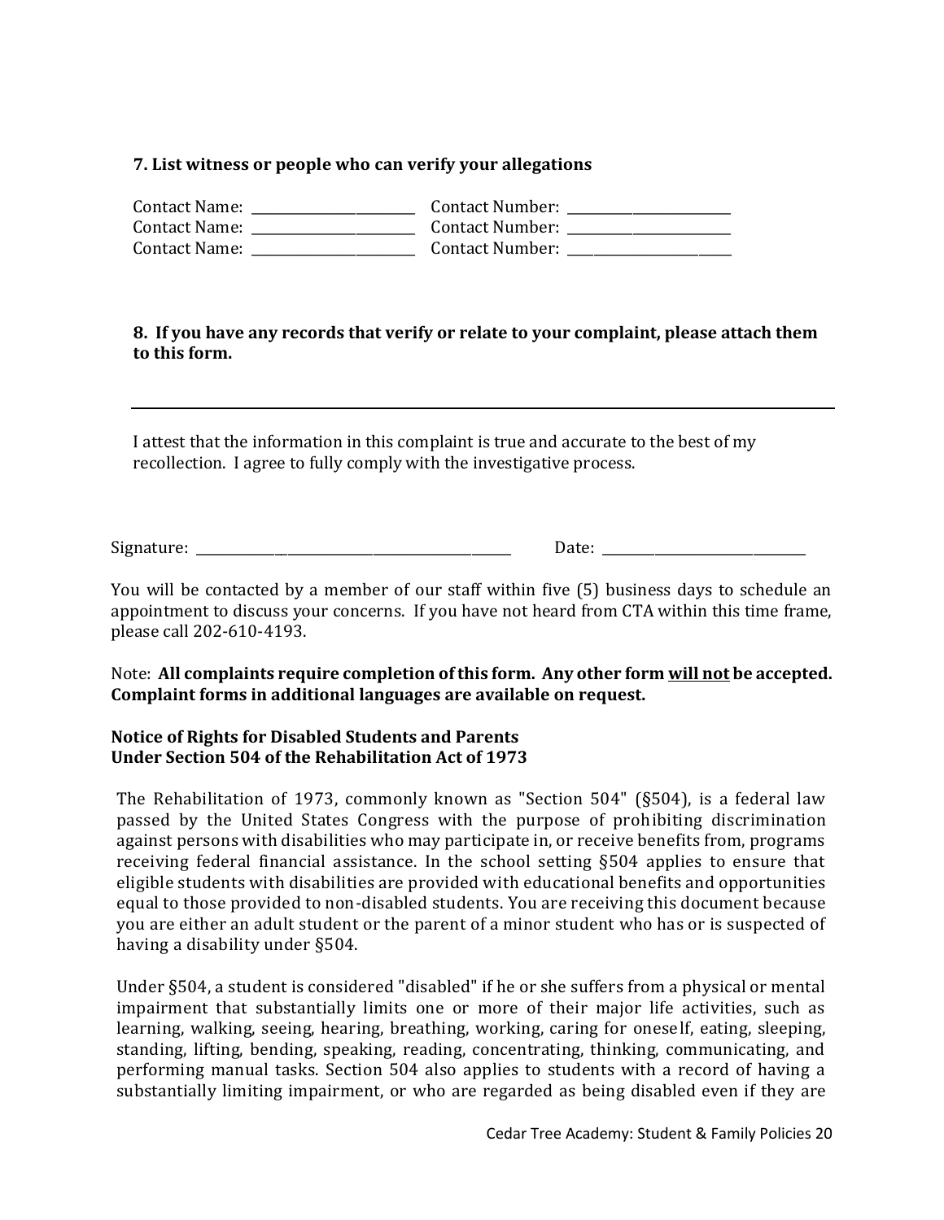**7. List witness or people who can verify your allegations**

Contact Name: ________________________ Contact Number: ________________________
Contact Name: ________________________ Contact Number: ________________________
Contact Name: ________________________ Contact Number: ________________________

**8. If you have any records that verify or relate to your complaint, please attach them to this form.**

---

I attest that the information in this complaint is true and accurate to the best of my recollection. I agree to fully comply with the investigative process.

Signature: ________________________________________________ Date: ______________________________

You will be contacted by a member of our staff within five (5) business days to schedule an appointment to discuss your concerns. If you have not heard from CTA within this time frame, please call 202-610-4193.

Note: **All complaints require completion of this form. Any other form <u>will not</u> be accepted. Complaint forms in additional languages are available on request.**

**Notice of Rights for Disabled Students and Parents**
**Under Section 504 of the Rehabilitation Act of 1973**

The Rehabilitation of 1973, commonly known as "Section 504" (§504), is a federal law passed by the United States Congress with the purpose of prohibiting discrimination against persons with disabilities who may participate in, or receive benefits from, programs receiving federal financial assistance. In the school setting §504 applies to ensure that eligible students with disabilities are provided with educational benefits and opportunities equal to those provided to non-disabled students. You are receiving this document because you are either an adult student or the parent of a minor student who has or is suspected of having a disability under §504.

Under §504, a student is considered "disabled" if he or she suffers from a physical or mental impairment that substantially limits one or more of their major life activities, such as learning, walking, seeing, hearing, breathing, working, caring for oneself, eating, sleeping, standing, lifting, bending, speaking, reading, concentrating, thinking, communicating, and performing manual tasks. Section 504 also applies to students with a record of having a substantially limiting impairment, or who are regarded as being disabled even if they are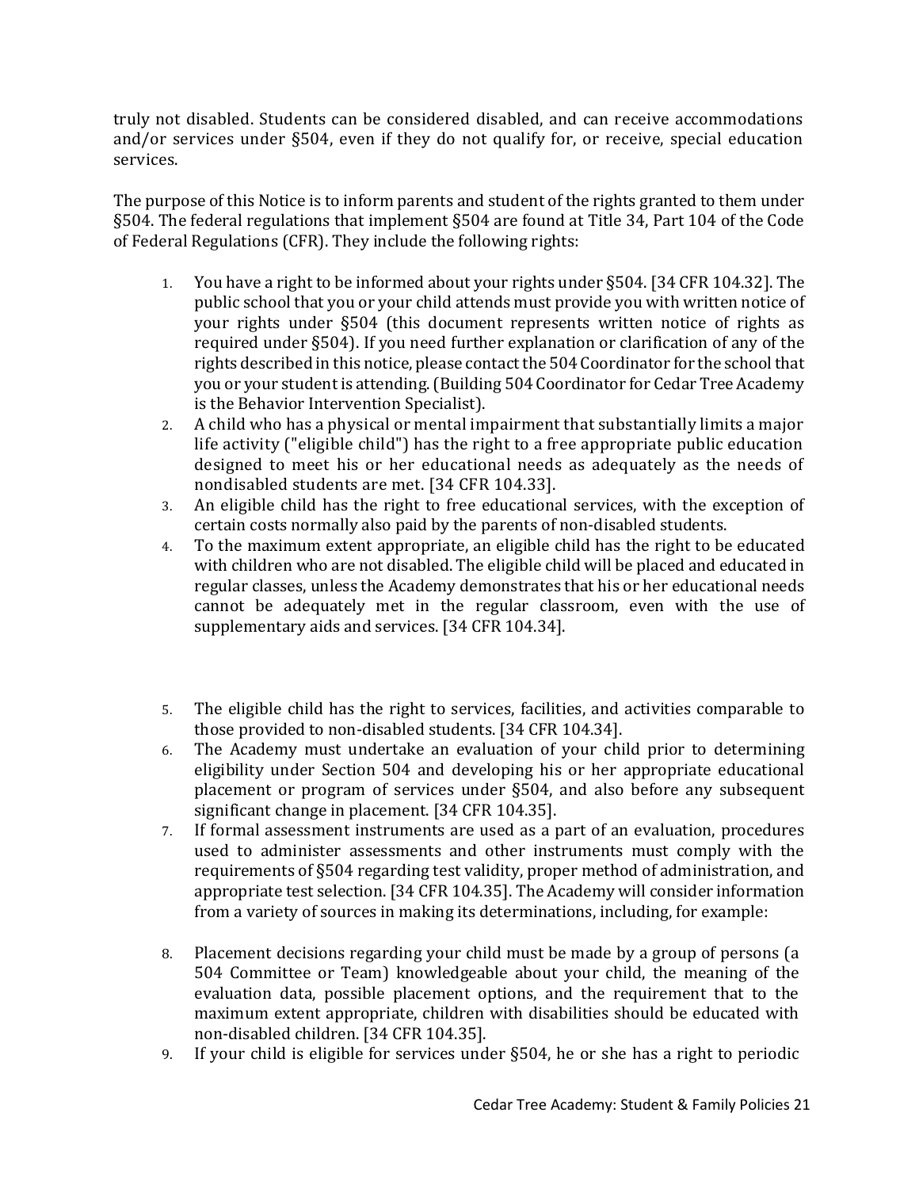truly not disabled. Students can be considered disabled, and can receive accommodations and/or services under §504, even if they do not qualify for, or receive, special education services.

The purpose of this Notice is to inform parents and student of the rights granted to them under §504. The federal regulations that implement §504 are found at Title 34, Part 104 of the Code of Federal Regulations (CFR). They include the following rights:

1. You have a right to be informed about your rights under §504. [34 CFR 104.32]. The public school that you or your child attends must provide you with written notice of your rights under §504 (this document represents written notice of rights as required under §504). If you need further explanation or clarification of any of the rights described in this notice, please contact the 504 Coordinator for the school that you or your student is attending. (Building 504 Coordinator for Cedar Tree Academy is the Behavior Intervention Specialist).
2. A child who has a physical or mental impairment that substantially limits a major life activity ("eligible child") has the right to a free appropriate public education designed to meet his or her educational needs as adequately as the needs of nondisabled students are met. [34 CFR 104.33].
3. An eligible child has the right to free educational services, with the exception of certain costs normally also paid by the parents of non-disabled students.
4. To the maximum extent appropriate, an eligible child has the right to be educated with children who are not disabled. The eligible child will be placed and educated in regular classes, unless the Academy demonstrates that his or her educational needs cannot be adequately met in the regular classroom, even with the use of supplementary aids and services. [34 CFR 104.34].
5. The eligible child has the right to services, facilities, and activities comparable to those provided to non-disabled students. [34 CFR 104.34].
6. The Academy must undertake an evaluation of your child prior to determining eligibility under Section 504 and developing his or her appropriate educational placement or program of services under §504, and also before any subsequent significant change in placement. [34 CFR 104.35].
7. If formal assessment instruments are used as a part of an evaluation, procedures used to administer assessments and other instruments must comply with the requirements of §504 regarding test validity, proper method of administration, and appropriate test selection. [34 CFR 104.35]. The Academy will consider information from a variety of sources in making its determinations, including, for example:
8. Placement decisions regarding your child must be made by a group of persons (a 504 Committee or Team) knowledgeable about your child, the meaning of the evaluation data, possible placement options, and the requirement that to the maximum extent appropriate, children with disabilities should be educated with non-disabled children. [34 CFR 104.35].
9. If your child is eligible for services under §504, he or she has a right to periodic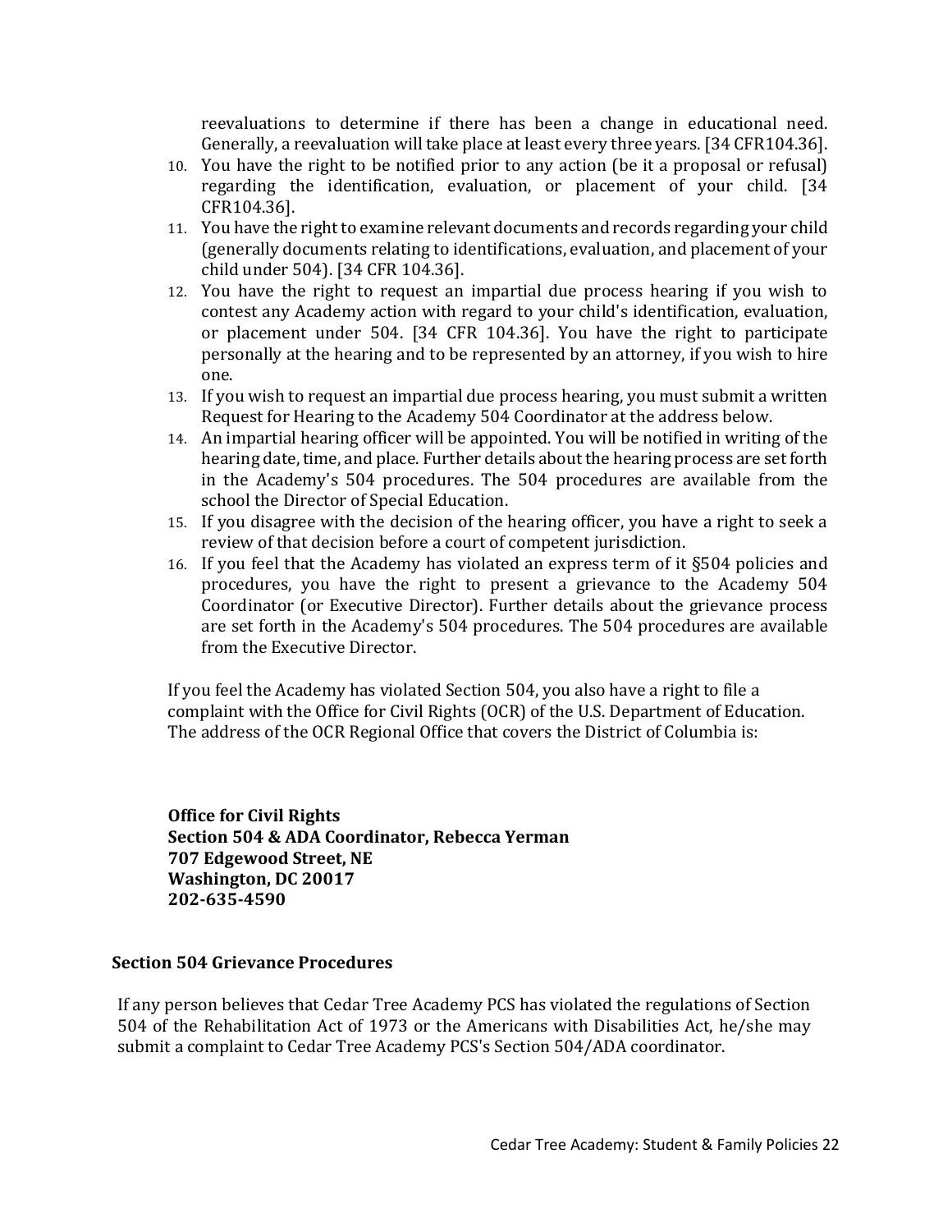reevaluations to determine if there has been a change in educational need. Generally, a reevaluation will take place at least every three years. [34 CFR104.36].

10. You have the right to be notified prior to any action (be it a proposal or refusal) regarding the identification, evaluation, or placement of your child. [34 CFR104.36].
11. You have the right to examine relevant documents and records regarding your child (generally documents relating to identifications, evaluation, and placement of your child under 504). [34 CFR 104.36].
12. You have the right to request an impartial due process hearing if you wish to contest any Academy action with regard to your child's identification, evaluation, or placement under 504. [34 CFR 104.36]. You have the right to participate personally at the hearing and to be represented by an attorney, if you wish to hire one.
13. If you wish to request an impartial due process hearing, you must submit a written Request for Hearing to the Academy 504 Coordinator at the address below.
14. An impartial hearing officer will be appointed. You will be notified in writing of the hearing date, time, and place. Further details about the hearing process are set forth in the Academy's 504 procedures. The 504 procedures are available from the school the Director of Special Education.
15. If you disagree with the decision of the hearing officer, you have a right to seek a review of that decision before a court of competent jurisdiction.
16. If you feel that the Academy has violated an express term of it §504 policies and procedures, you have the right to present a grievance to the Academy 504 Coordinator (or Executive Director). Further details about the grievance process are set forth in the Academy's 504 procedures. The 504 procedures are available from the Executive Director.

If you feel the Academy has violated Section 504, you also have a right to file a complaint with the Office for Civil Rights (OCR) of the U.S. Department of Education. The address of the OCR Regional Office that covers the District of Columbia is:

**Office for Civil Rights**
**Section 504 & ADA Coordinator, Rebecca Yerman**
**707 Edgewood Street, NE**
**Washington, DC 20017**
**202-635-4590**

### Section 504 Grievance Procedures

If any person believes that Cedar Tree Academy PCS has violated the regulations of Section 504 of the Rehabilitation Act of 1973 or the Americans with Disabilities Act, he/she may submit a complaint to Cedar Tree Academy PCS's Section 504/ADA coordinator.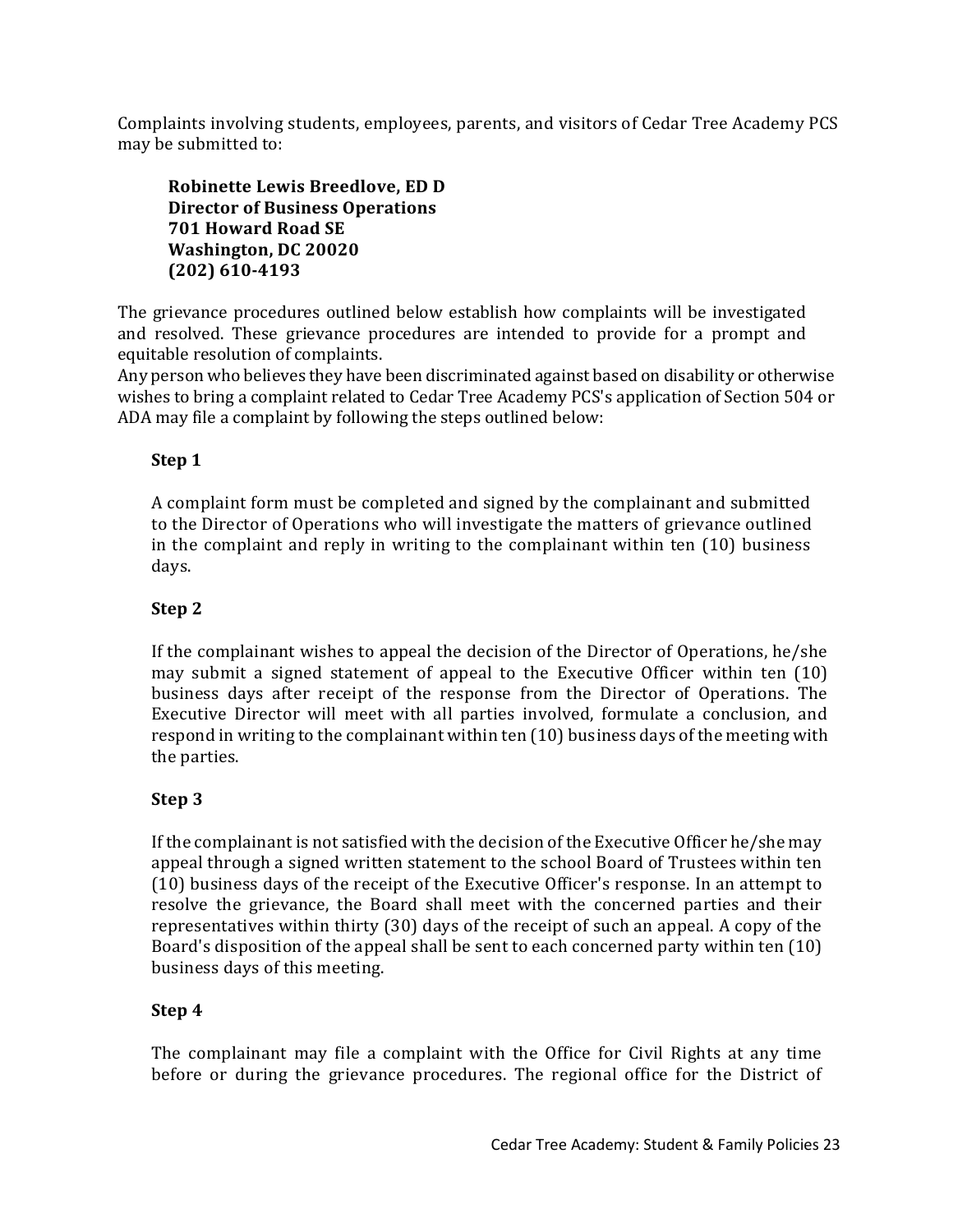Complaints involving students, employees, parents, and visitors of Cedar Tree Academy PCS may be submitted to:

> **Robinette Lewis Breedlove, ED D**
> **Director of Business Operations**
> **701 Howard Road SE**
> **Washington, DC 20020**
> **(202) 610-4193**

The grievance procedures outlined below establish how complaints will be investigated and resolved. These grievance procedures are intended to provide for a prompt and equitable resolution of complaints.

Any person who believes they have been discriminated against based on disability or otherwise wishes to bring a complaint related to Cedar Tree Academy PCS's application of Section 504 or ADA may file a complaint by following the steps outlined below:

**Step 1**

A complaint form must be completed and signed by the complainant and submitted to the Director of Operations who will investigate the matters of grievance outlined in the complaint and reply in writing to the complainant within ten (10) business days.

**Step 2**

If the complainant wishes to appeal the decision of the Director of Operations, he/she may submit a signed statement of appeal to the Executive Officer within ten (10) business days after receipt of the response from the Director of Operations. The Executive Director will meet with all parties involved, formulate a conclusion, and respond in writing to the complainant within ten (10) business days of the meeting with the parties.

**Step 3**

If the complainant is not satisfied with the decision of the Executive Officer he/she may appeal through a signed written statement to the school Board of Trustees within ten (10) business days of the receipt of the Executive Officer's response. In an attempt to resolve the grievance, the Board shall meet with the concerned parties and their representatives within thirty (30) days of the receipt of such an appeal. A copy of the Board's disposition of the appeal shall be sent to each concerned party within ten (10) business days of this meeting.

**Step 4**

The complainant may file a complaint with the Office for Civil Rights at any time before or during the grievance procedures. The regional office for the District of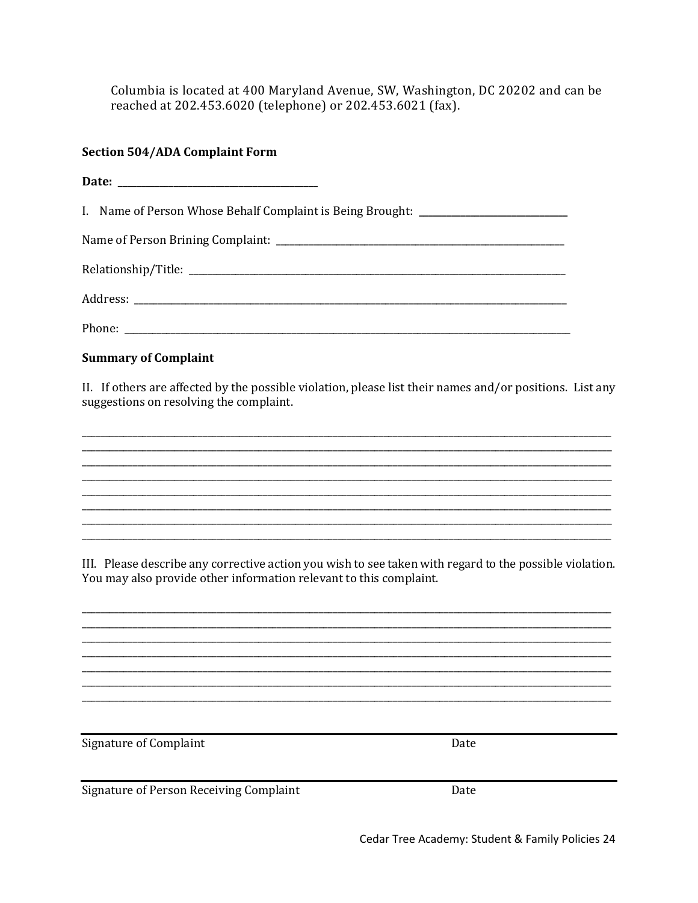Columbia is located at 400 Maryland Avenue, SW, Washington, DC 20202 and can be reached at 202.453.6020 (telephone) or 202.453.6021 (fax).

**Section 504/ADA Complaint Form**

**Date:** ________________________________

I. Name of Person Whose Behalf Complaint is Being Brought: ________________________

Name of Person Brining Complaint: ________________________________________________

Relationship/Title: ______________________________________________________________

Address: _______________________________________________________________________

Phone: ________________________________________________________________________

**Summary of Complaint**

II. If others are affected by the possible violation, please list their names and/or positions. List any suggestions on resolving the complaint.

_______________________________________________________________________________
_______________________________________________________________________________
_______________________________________________________________________________
_______________________________________________________________________________
_______________________________________________________________________________
_______________________________________________________________________________
_______________________________________________________________________________
_______________________________________________________________________________

III. Please describe any corrective action you wish to see taken with regard to the possible violation. You may also provide other information relevant to this complaint.

_______________________________________________________________________________
_______________________________________________________________________________
_______________________________________________________________________________
_______________________________________________________________________________
_______________________________________________________________________________
_______________________________________________________________________________
_______________________________________________________________________________

_______________________________________________________________________________
Signature of Complaint Date

_______________________________________________________________________________
Signature of Person Receiving Complaint Date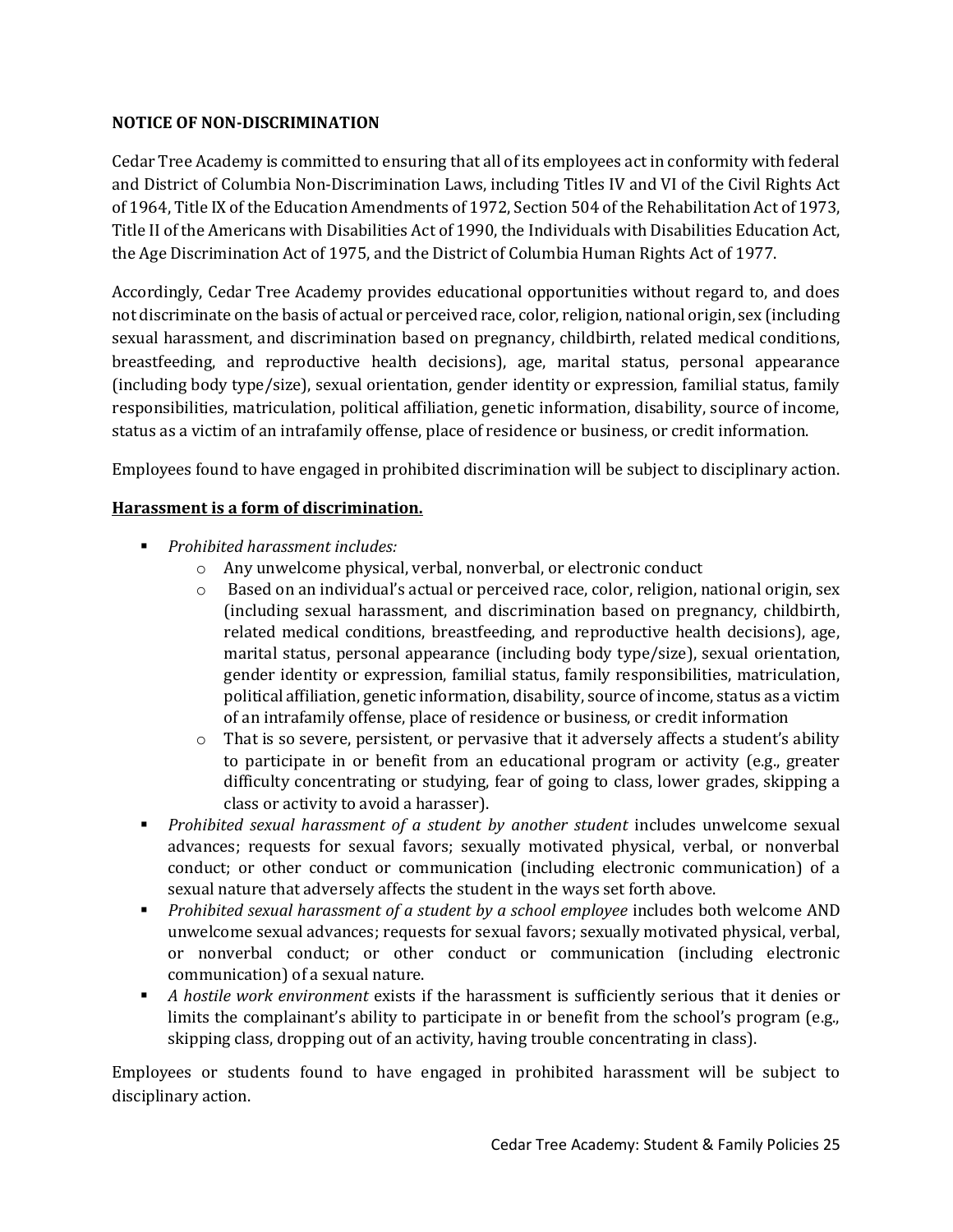**NOTICE OF NON-DISCRIMINATION**

Cedar Tree Academy is committed to ensuring that all of its employees act in conformity with federal and District of Columbia Non-Discrimination Laws, including Titles IV and VI of the Civil Rights Act of 1964, Title IX of the Education Amendments of 1972, Section 504 of the Rehabilitation Act of 1973, Title II of the Americans with Disabilities Act of 1990, the Individuals with Disabilities Education Act, the Age Discrimination Act of 1975, and the District of Columbia Human Rights Act of 1977.

Accordingly, Cedar Tree Academy provides educational opportunities without regard to, and does not discriminate on the basis of actual or perceived race, color, religion, national origin, sex (including sexual harassment, and discrimination based on pregnancy, childbirth, related medical conditions, breastfeeding, and reproductive health decisions), age, marital status, personal appearance (including body type/size), sexual orientation, gender identity or expression, familial status, family responsibilities, matriculation, political affiliation, genetic information, disability, source of income, status as a victim of an intrafamily offense, place of residence or business, or credit information.

Employees found to have engaged in prohibited discrimination will be subject to disciplinary action.

**<u>Harassment is a form of discrimination.</u>**

- *Prohibited harassment includes:*
  - Any unwelcome physical, verbal, nonverbal, or electronic conduct
  - Based on an individual's actual or perceived race, color, religion, national origin, sex (including sexual harassment, and discrimination based on pregnancy, childbirth, related medical conditions, breastfeeding, and reproductive health decisions), age, marital status, personal appearance (including body type/size), sexual orientation, gender identity or expression, familial status, family responsibilities, matriculation, political affiliation, genetic information, disability, source of income, status as a victim of an intrafamily offense, place of residence or business, or credit information
  - That is so severe, persistent, or pervasive that it adversely affects a student's ability to participate in or benefit from an educational program or activity (e.g., greater difficulty concentrating or studying, fear of going to class, lower grades, skipping a class or activity to avoid a harasser).
- *Prohibited sexual harassment of a student by another student* includes unwelcome sexual advances; requests for sexual favors; sexually motivated physical, verbal, or nonverbal conduct; or other conduct or communication (including electronic communication) of a sexual nature that adversely affects the student in the ways set forth above.
- *Prohibited sexual harassment of a student by a school employee* includes both welcome AND unwelcome sexual advances; requests for sexual favors; sexually motivated physical, verbal, or nonverbal conduct; or other conduct or communication (including electronic communication) of a sexual nature.
- *A hostile work environment* exists if the harassment is sufficiently serious that it denies or limits the complainant's ability to participate in or benefit from the school's program (e.g., skipping class, dropping out of an activity, having trouble concentrating in class).

Employees or students found to have engaged in prohibited harassment will be subject to disciplinary action.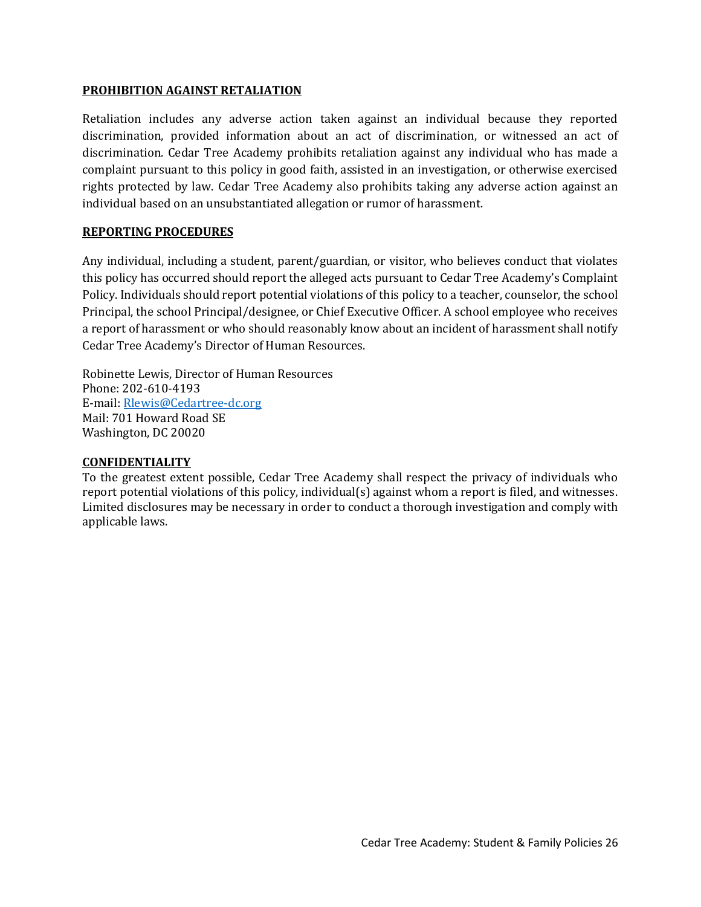**PROHIBITION AGAINST RETALIATION**

Retaliation includes any adverse action taken against an individual because they reported discrimination, provided information about an act of discrimination, or witnessed an act of discrimination. Cedar Tree Academy prohibits retaliation against any individual who has made a complaint pursuant to this policy in good faith, assisted in an investigation, or otherwise exercised rights protected by law. Cedar Tree Academy also prohibits taking any adverse action against an individual based on an unsubstantiated allegation or rumor of harassment.

**REPORTING PROCEDURES**

Any individual, including a student, parent/guardian, or visitor, who believes conduct that violates this policy has occurred should report the alleged acts pursuant to Cedar Tree Academy's Complaint Policy. Individuals should report potential violations of this policy to a teacher, counselor, the school Principal, the school Principal/designee, or Chief Executive Officer. A school employee who receives a report of harassment or who should reasonably know about an incident of harassment shall notify Cedar Tree Academy's Director of Human Resources.

Robinette Lewis, Director of Human Resources
Phone: 202-610-4193
E-mail: Rlewis@Cedartree-dc.org
Mail: 701 Howard Road SE
Washington, DC 20020

**CONFIDENTIALITY**

To the greatest extent possible, Cedar Tree Academy shall respect the privacy of individuals who report potential violations of this policy, individual(s) against whom a report is filed, and witnesses. Limited disclosures may be necessary in order to conduct a thorough investigation and comply with applicable laws.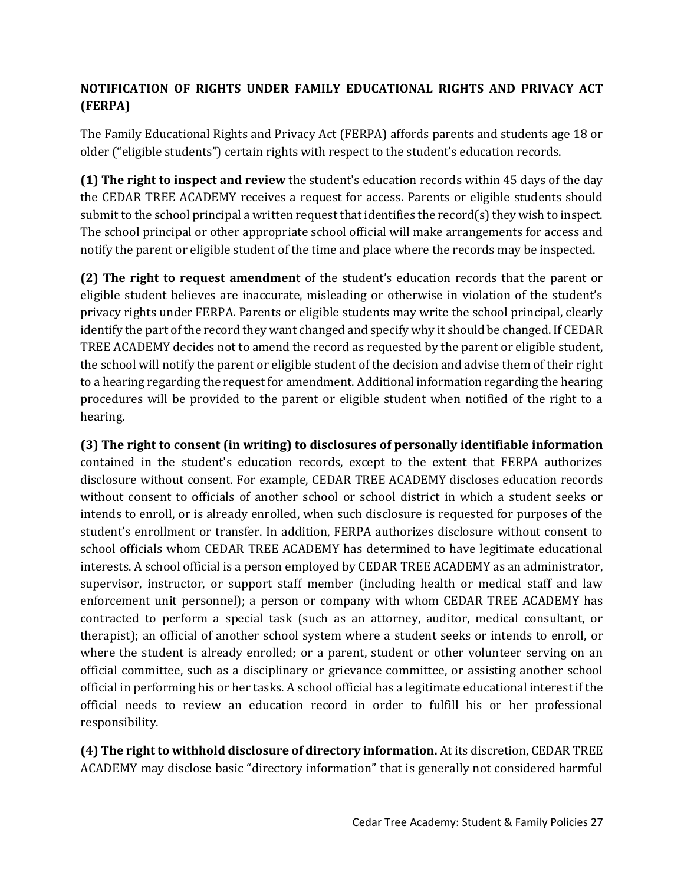**NOTIFICATION OF RIGHTS UNDER FAMILY EDUCATIONAL RIGHTS AND PRIVACY ACT (FERPA)**

The Family Educational Rights and Privacy Act (FERPA) affords parents and students age 18 or older ("eligible students") certain rights with respect to the student's education records.

**(1) The right to inspect and review** the student's education records within 45 days of the day the CEDAR TREE ACADEMY receives a request for access. Parents or eligible students should submit to the school principal a written request that identifies the record(s) they wish to inspect. The school principal or other appropriate school official will make arrangements for access and notify the parent or eligible student of the time and place where the records may be inspected.

**(2) The right to request amendmen**t of the student's education records that the parent or eligible student believes are inaccurate, misleading or otherwise in violation of the student's privacy rights under FERPA. Parents or eligible students may write the school principal, clearly identify the part of the record they want changed and specify why it should be changed. If CEDAR TREE ACADEMY decides not to amend the record as requested by the parent or eligible student, the school will notify the parent or eligible student of the decision and advise them of their right to a hearing regarding the request for amendment. Additional information regarding the hearing procedures will be provided to the parent or eligible student when notified of the right to a hearing.

**(3) The right to consent (in writing) to disclosures of personally identifiable information** contained in the student's education records, except to the extent that FERPA authorizes disclosure without consent. For example, CEDAR TREE ACADEMY discloses education records without consent to officials of another school or school district in which a student seeks or intends to enroll, or is already enrolled, when such disclosure is requested for purposes of the student's enrollment or transfer. In addition, FERPA authorizes disclosure without consent to school officials whom CEDAR TREE ACADEMY has determined to have legitimate educational interests. A school official is a person employed by CEDAR TREE ACADEMY as an administrator, supervisor, instructor, or support staff member (including health or medical staff and law enforcement unit personnel); a person or company with whom CEDAR TREE ACADEMY has contracted to perform a special task (such as an attorney, auditor, medical consultant, or therapist); an official of another school system where a student seeks or intends to enroll, or where the student is already enrolled; or a parent, student or other volunteer serving on an official committee, such as a disciplinary or grievance committee, or assisting another school official in performing his or her tasks. A school official has a legitimate educational interest if the official needs to review an education record in order to fulfill his or her professional responsibility.

**(4) The right to withhold disclosure of directory information.** At its discretion, CEDAR TREE ACADEMY may disclose basic "directory information" that is generally not considered harmful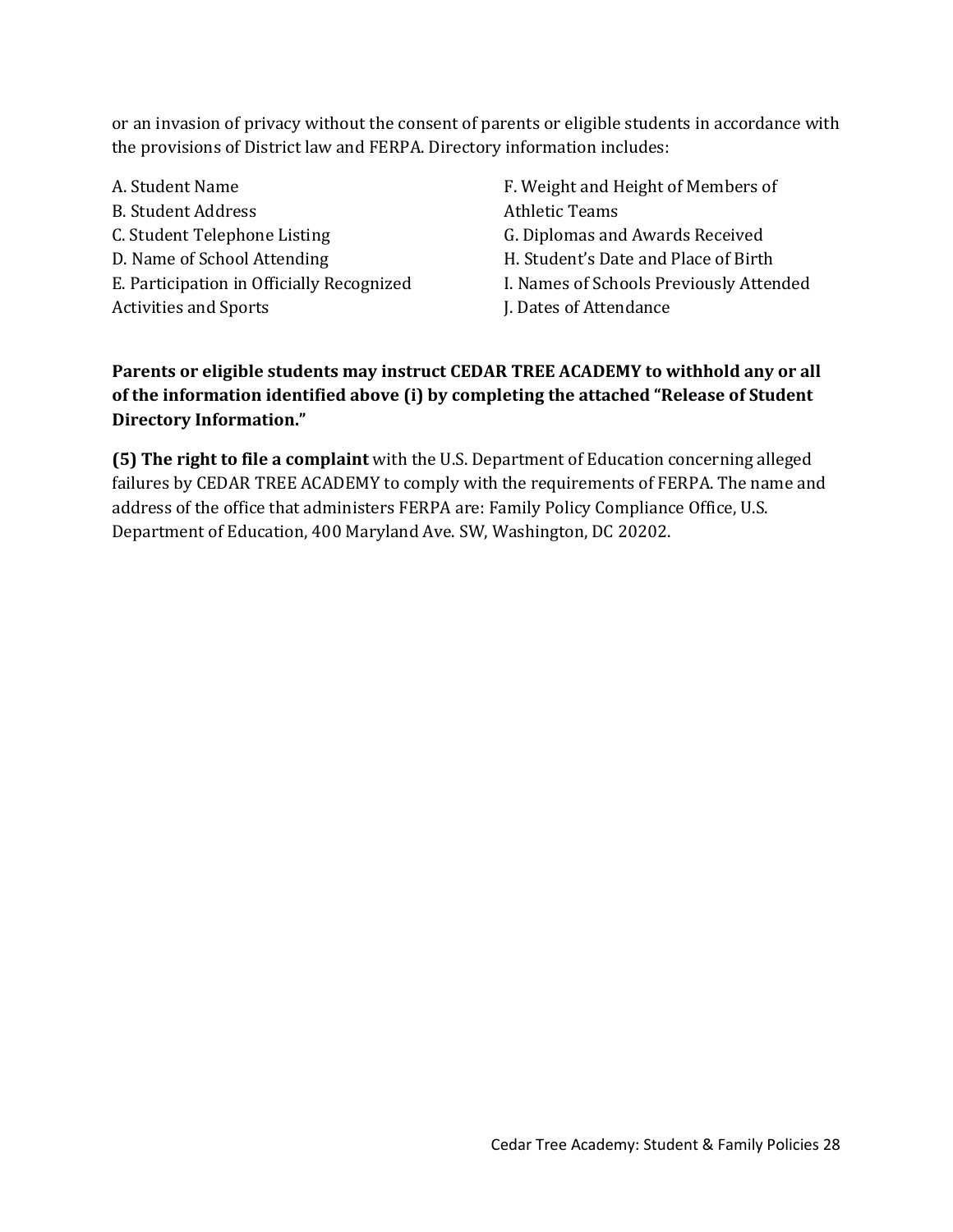or an invasion of privacy without the consent of parents or eligible students in accordance with the provisions of District law and FERPA. Directory information includes:

A. Student Name
B. Student Address
C. Student Telephone Listing
D. Name of School Attending
E. Participation in Officially Recognized Activities and Sports
F. Weight and Height of Members of Athletic Teams
G. Diplomas and Awards Received
H. Student's Date and Place of Birth
I. Names of Schools Previously Attended
J. Dates of Attendance

**Parents or eligible students may instruct CEDAR TREE ACADEMY to withhold any or all of the information identified above (i) by completing the attached "Release of Student Directory Information."**

**(5) The right to file a complaint** with the U.S. Department of Education concerning alleged failures by CEDAR TREE ACADEMY to comply with the requirements of FERPA. The name and address of the office that administers FERPA are: Family Policy Compliance Office, U.S. Department of Education, 400 Maryland Ave. SW, Washington, DC 20202.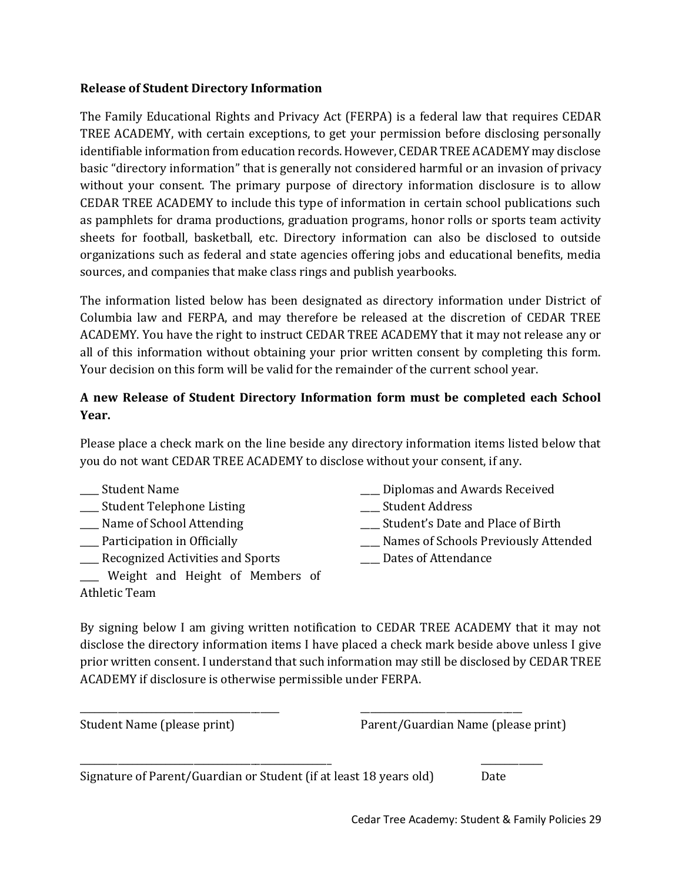**Release of Student Directory Information**

The Family Educational Rights and Privacy Act (FERPA) is a federal law that requires CEDAR TREE ACADEMY, with certain exceptions, to get your permission before disclosing personally identifiable information from education records. However, CEDAR TREE ACADEMY may disclose basic "directory information" that is generally not considered harmful or an invasion of privacy without your consent. The primary purpose of directory information disclosure is to allow CEDAR TREE ACADEMY to include this type of information in certain school publications such as pamphlets for drama productions, graduation programs, honor rolls or sports team activity sheets for football, basketball, etc. Directory information can also be disclosed to outside organizations such as federal and state agencies offering jobs and educational benefits, media sources, and companies that make class rings and publish yearbooks.

The information listed below has been designated as directory information under District of Columbia law and FERPA, and may therefore be released at the discretion of CEDAR TREE ACADEMY. You have the right to instruct CEDAR TREE ACADEMY that it may not release any or all of this information without obtaining your prior written consent by completing this form. Your decision on this form will be valid for the remainder of the current school year.

**A new Release of Student Directory Information form must be completed each School Year.**

Please place a check mark on the line beside any directory information items listed below that you do not want CEDAR TREE ACADEMY to disclose without your consent, if any.

____ Student Name
____ Student Telephone Listing
____ Name of School Attending
____ Participation in Officially
____ Recognized Activities and Sports
____ Weight and Height of Members of Athletic Team

___ Diplomas and Awards Received
___ Student Address
___ Student's Date and Place of Birth
___ Names of Schools Previously Attended
___ Dates of Attendance

By signing below I am giving written notification to CEDAR TREE ACADEMY that it may not disclose the directory information items I have placed a check mark beside above unless I give prior written consent. I understand that such information may still be disclosed by CEDAR TREE ACADEMY if disclosure is otherwise permissible under FERPA.

______________________________________ ______________________________
Student Name (please print) Parent/Guardian Name (please print)

_______________________________________________ ____________
Signature of Parent/Guardian or Student (if at least 18 years old) Date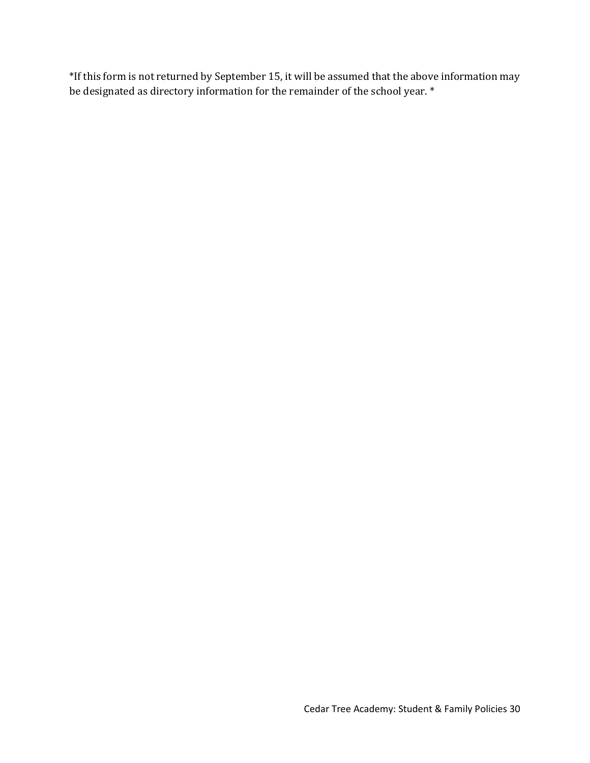*If this form is not returned by September 15, it will be assumed that the above information may be designated as directory information for the remainder of the school year. *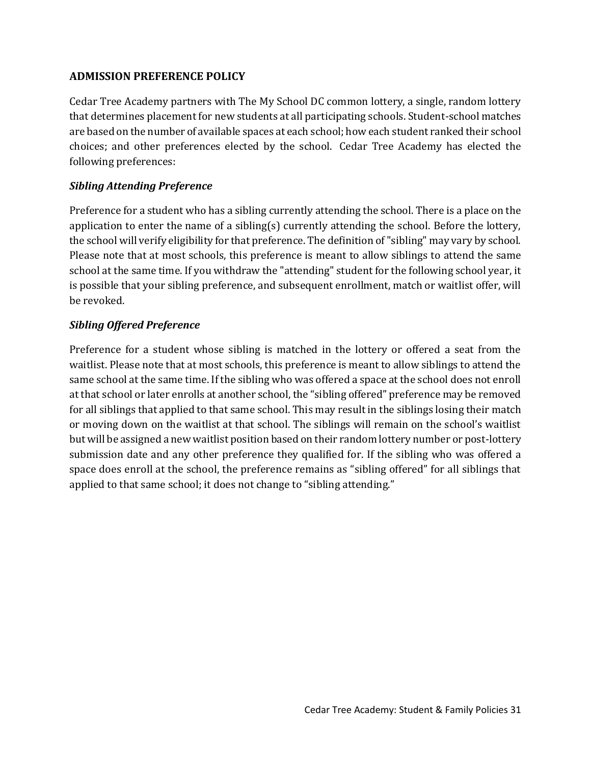## ADMISSION PREFERENCE POLICY

Cedar Tree Academy partners with The My School DC common lottery, a single, random lottery that determines placement for new students at all participating schools. Student-school matches are based on the number of available spaces at each school; how each student ranked their school choices; and other preferences elected by the school. Cedar Tree Academy has elected the following preferences:

### *Sibling Attending Preference*

Preference for a student who has a sibling currently attending the school. There is a place on the application to enter the name of a sibling(s) currently attending the school. Before the lottery, the school will verify eligibility for that preference. The definition of "sibling" may vary by school. Please note that at most schools, this preference is meant to allow siblings to attend the same school at the same time. If you withdraw the "attending" student for the following school year, it is possible that your sibling preference, and subsequent enrollment, match or waitlist offer, will be revoked.

### *Sibling Offered Preference*

Preference for a student whose sibling is matched in the lottery or offered a seat from the waitlist. Please note that at most schools, this preference is meant to allow siblings to attend the same school at the same time. If the sibling who was offered a space at the school does not enroll at that school or later enrolls at another school, the "sibling offered" preference may be removed for all siblings that applied to that same school. This may result in the siblings losing their match or moving down on the waitlist at that school. The siblings will remain on the school's waitlist but will be assigned a new waitlist position based on their random lottery number or post-lottery submission date and any other preference they qualified for. If the sibling who was offered a space does enroll at the school, the preference remains as "sibling offered" for all siblings that applied to that same school; it does not change to "sibling attending."